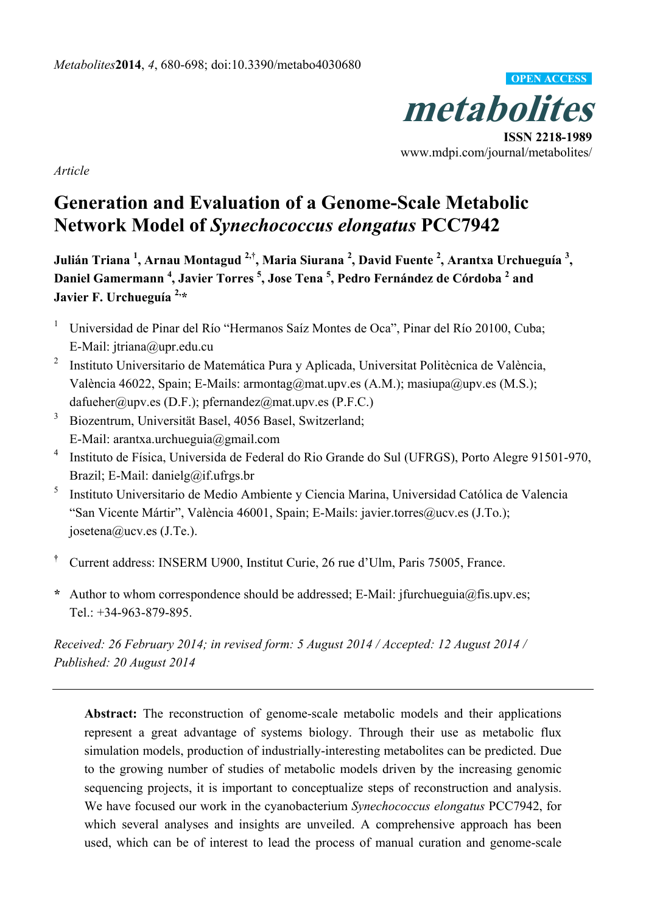*Article*

# Generation and Evaluation of a Genome-Scale Metabolic Network Model of *Synechococcus elongatus* PCC7942

**Julián Triana [1], Arnau Montagud [2,†], Maria Siurana [2], David Fuente [2], Arantxa Urchueguía [3], Daniel Gamermann [4], Javier Torres [5], Jose Tena [5], Pedro Fernández de Córdoba [2] and Javier F. Urchueguía [2,*]**

1. Universidad de Pinar del Río "Hermanos Saíz Montes de Oca", Pinar del Río 20100, Cuba; E-Mail: jtriana@upr.edu.cu
2. Instituto Universitario de Matemática Pura y Aplicada, Universitat Politècnica de València, València 46022, Spain; E-Mails: armontag@mat.upv.es (A.M.); masiupa@upv.es (M.S.); dafueher@upv.es (D.F.); pfernandez@mat.upv.es (P.F.C.)
3. Biozentrum, Universität Basel, 4056 Basel, Switzerland; E-Mail: arantxa.urchueguia@gmail.com
4. Instituto de Física, Universida de Federal do Rio Grande do Sul (UFRGS), Porto Alegre 91501-970, Brazil; E-Mail: danielg@if.ufrgs.br
5. Instituto Universitario de Medio Ambiente y Ciencia Marina, Universidad Católica de Valencia "San Vicente Mártir", València 46001, Spain; E-Mails: javier.torres@ucv.es (J.To.); josetena@ucv.es (J.Te.).

† Current address: INSERM U900, Institut Curie, 26 rue d'Ulm, Paris 75005, France.

\* Author to whom correspondence should be addressed; E-Mail: jfurchueguia@fis.upv.es; Tel.: +34-963-879-895.

*Received: 26 February 2014; in revised form: 5 August 2014 / Accepted: 12 August 2014 / Published: 20 August 2014*

---

**Abstract:** The reconstruction of genome-scale metabolic models and their applications represent a great advantage of systems biology. Through their use as metabolic flux simulation models, production of industrially-interesting metabolites can be predicted. Due to the growing number of studies of metabolic models driven by the increasing genomic sequencing projects, it is important to conceptualize steps of reconstruction and analysis. We have focused our work in the cyanobacterium *Synechococcus elongatus* PCC7942, for which several analyses and insights are unveiled. A comprehensive approach has been used, which can be of interest to lead the process of manual curation and genome-scale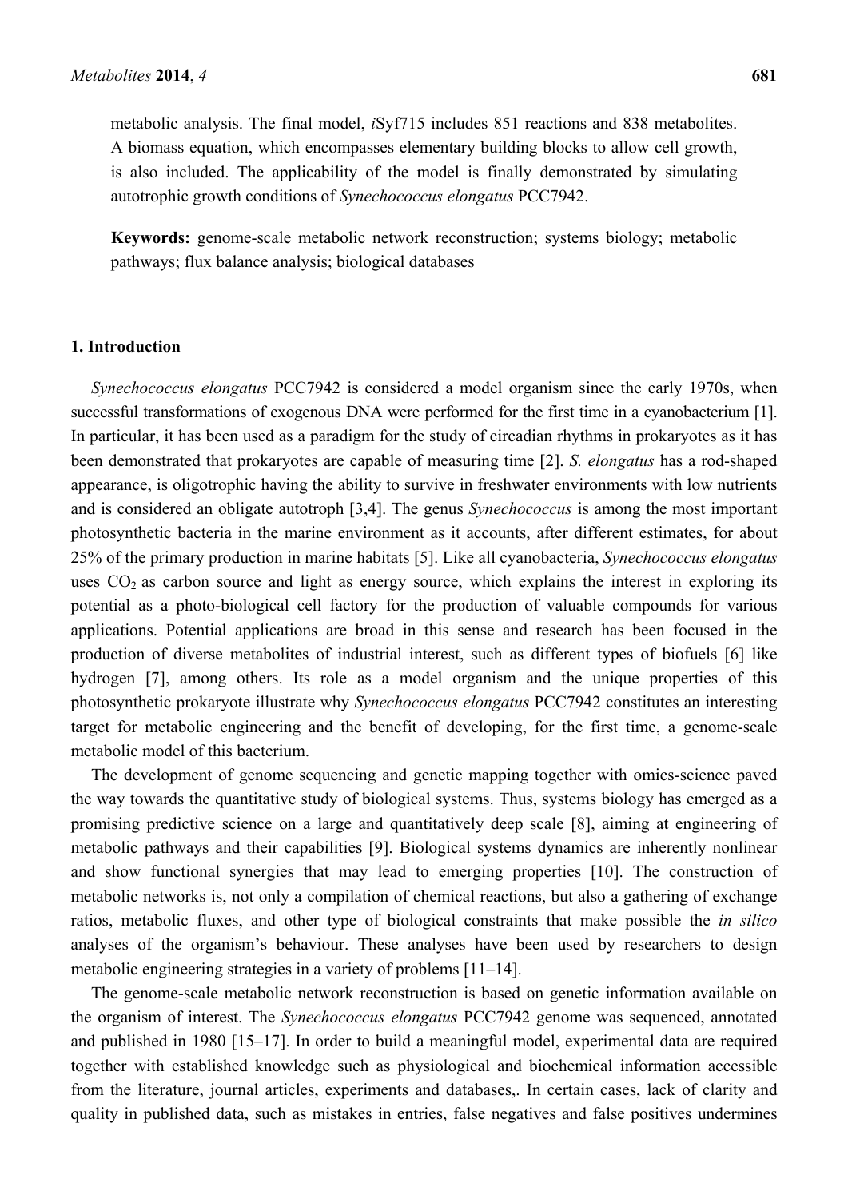metabolic analysis. The final model, *i*Syf715 includes 851 reactions and 838 metabolites. A biomass equation, which encompasses elementary building blocks to allow cell growth, is also included. The applicability of the model is finally demonstrated by simulating autotrophic growth conditions of *Synechococcus elongatus* PCC7942.

**Keywords:** genome-scale metabolic network reconstruction; systems biology; metabolic pathways; flux balance analysis; biological databases

## 1. Introduction

*Synechococcus elongatus* PCC7942 is considered a model organism since the early 1970s, when successful transformations of exogenous DNA were performed for the first time in a cyanobacterium [1]. In particular, it has been used as a paradigm for the study of circadian rhythms in prokaryotes as it has been demonstrated that prokaryotes are capable of measuring time [2]. *S. elongatus* has a rod-shaped appearance, is oligotrophic having the ability to survive in freshwater environments with low nutrients and is considered an obligate autotroph [3,4]. The genus *Synechococcus* is among the most important photosynthetic bacteria in the marine environment as it accounts, after different estimates, for about 25% of the primary production in marine habitats [5]. Like all cyanobacteria, *Synechococcus elongatus* uses $CO_2$ as carbon source and light as energy source, which explains the interest in exploring its potential as a photo-biological cell factory for the production of valuable compounds for various applications. Potential applications are broad in this sense and research has been focused in the production of diverse metabolites of industrial interest, such as different types of biofuels [6] like hydrogen [7], among others. Its role as a model organism and the unique properties of this photosynthetic prokaryote illustrate why *Synechococcus elongatus* PCC7942 constitutes an interesting target for metabolic engineering and the benefit of developing, for the first time, a genome-scale metabolic model of this bacterium.

The development of genome sequencing and genetic mapping together with omics-science paved the way towards the quantitative study of biological systems. Thus, systems biology has emerged as a promising predictive science on a large and quantitatively deep scale [8], aiming at engineering of metabolic pathways and their capabilities [9]. Biological systems dynamics are inherently nonlinear and show functional synergies that may lead to emerging properties [10]. The construction of metabolic networks is, not only a compilation of chemical reactions, but also a gathering of exchange ratios, metabolic fluxes, and other type of biological constraints that make possible the *in silico* analyses of the organism's behaviour. These analyses have been used by researchers to design metabolic engineering strategies in a variety of problems [11–14].

The genome-scale metabolic network reconstruction is based on genetic information available on the organism of interest. The *Synechococcus elongatus* PCC7942 genome was sequenced, annotated and published in 1980 [15–17]. In order to build a meaningful model, experimental data are required together with established knowledge such as physiological and biochemical information accessible from the literature, journal articles, experiments and databases,. In certain cases, lack of clarity and quality in published data, such as mistakes in entries, false negatives and false positives undermines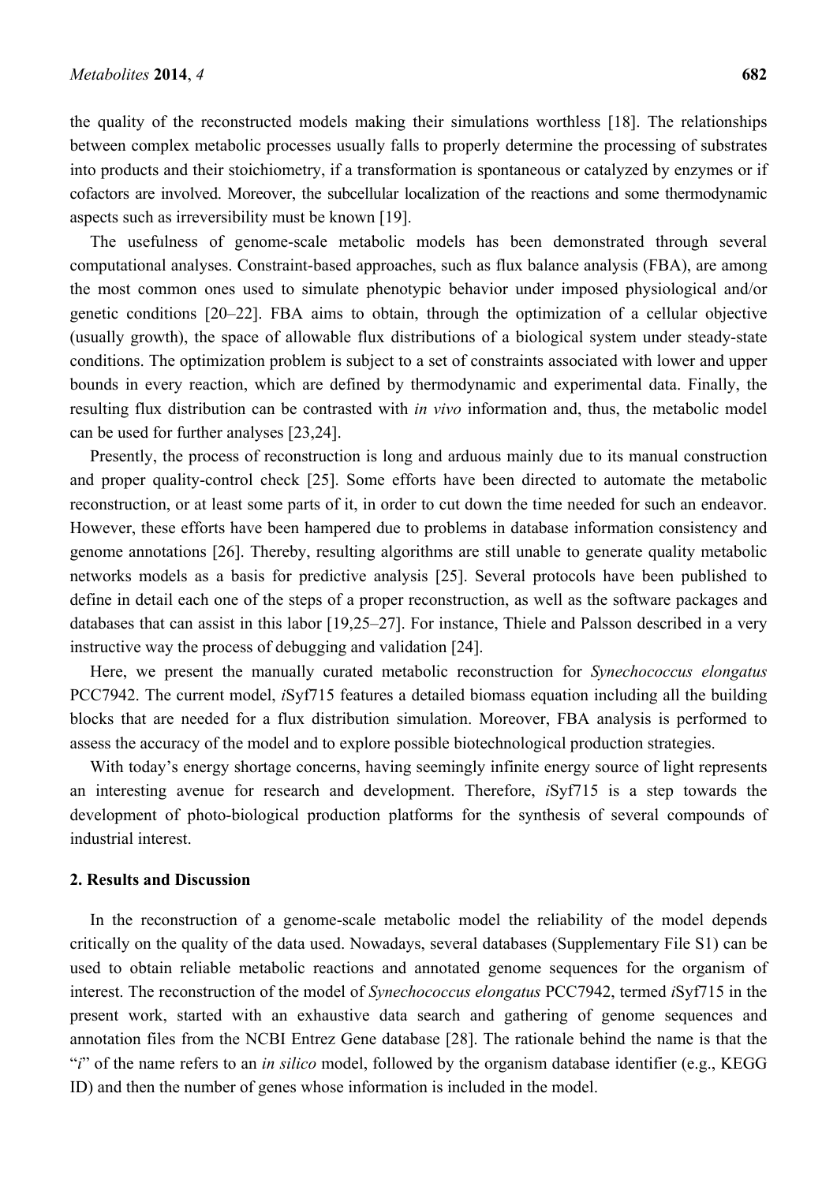the quality of the reconstructed models making their simulations worthless [18]. The relationships between complex metabolic processes usually falls to properly determine the processing of substrates into products and their stoichiometry, if a transformation is spontaneous or catalyzed by enzymes or if cofactors are involved. Moreover, the subcellular localization of the reactions and some thermodynamic aspects such as irreversibility must be known [19].

The usefulness of genome-scale metabolic models has been demonstrated through several computational analyses. Constraint-based approaches, such as flux balance analysis (FBA), are among the most common ones used to simulate phenotypic behavior under imposed physiological and/or genetic conditions [20–22]. FBA aims to obtain, through the optimization of a cellular objective (usually growth), the space of allowable flux distributions of a biological system under steady-state conditions. The optimization problem is subject to a set of constraints associated with lower and upper bounds in every reaction, which are defined by thermodynamic and experimental data. Finally, the resulting flux distribution can be contrasted with *in vivo* information and, thus, the metabolic model can be used for further analyses [23,24].

Presently, the process of reconstruction is long and arduous mainly due to its manual construction and proper quality-control check [25]. Some efforts have been directed to automate the metabolic reconstruction, or at least some parts of it, in order to cut down the time needed for such an endeavor. However, these efforts have been hampered due to problems in database information consistency and genome annotations [26]. Thereby, resulting algorithms are still unable to generate quality metabolic networks models as a basis for predictive analysis [25]. Several protocols have been published to define in detail each one of the steps of a proper reconstruction, as well as the software packages and databases that can assist in this labor [19,25–27]. For instance, Thiele and Palsson described in a very instructive way the process of debugging and validation [24].

Here, we present the manually curated metabolic reconstruction for *Synechococcus elongatus* PCC7942. The current model, *i*Syf715 features a detailed biomass equation including all the building blocks that are needed for a flux distribution simulation. Moreover, FBA analysis is performed to assess the accuracy of the model and to explore possible biotechnological production strategies.

With today's energy shortage concerns, having seemingly infinite energy source of light represents an interesting avenue for research and development. Therefore, *i*Syf715 is a step towards the development of photo-biological production platforms for the synthesis of several compounds of industrial interest.

## 2. Results and Discussion

In the reconstruction of a genome-scale metabolic model the reliability of the model depends critically on the quality of the data used. Nowadays, several databases (Supplementary File S1) can be used to obtain reliable metabolic reactions and annotated genome sequences for the organism of interest. The reconstruction of the model of *Synechococcus elongatus* PCC7942, termed *i*Syf715 in the present work, started with an exhaustive data search and gathering of genome sequences and annotation files from the NCBI Entrez Gene database [28]. The rationale behind the name is that the "*i*" of the name refers to an *in silico* model, followed by the organism database identifier (e.g., KEGG ID) and then the number of genes whose information is included in the model.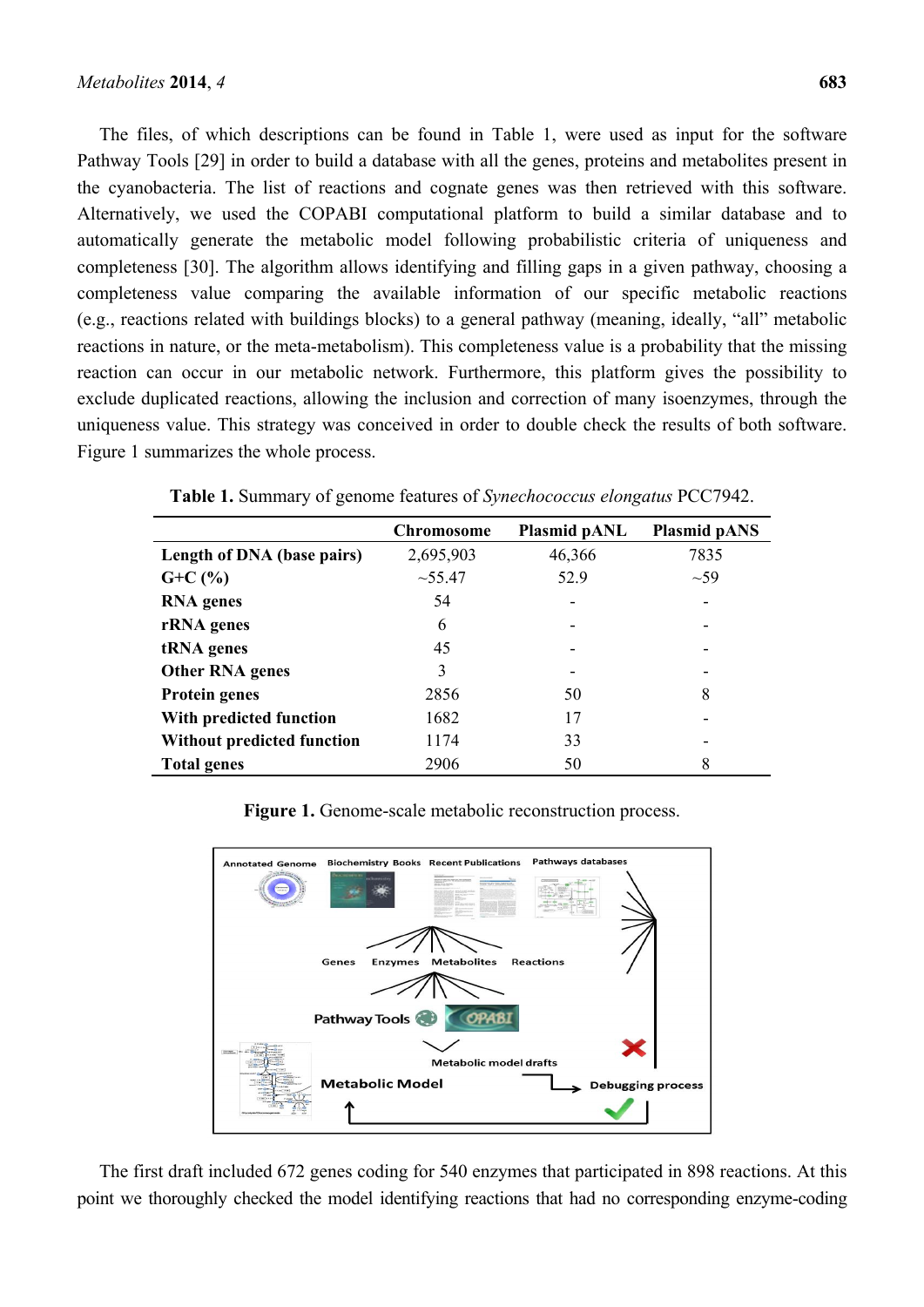The files, of which descriptions can be found in Table 1, were used as input for the software Pathway Tools [29] in order to build a database with all the genes, proteins and metabolites present in the cyanobacteria. The list of reactions and cognate genes was then retrieved with this software. Alternatively, we used the COPABI computational platform to build a similar database and to automatically generate the metabolic model following probabilistic criteria of uniqueness and completeness [30]. The algorithm allows identifying and filling gaps in a given pathway, choosing a completeness value comparing the available information of our specific metabolic reactions (e.g., reactions related with buildings blocks) to a general pathway (meaning, ideally, "all" metabolic reactions in nature, or the meta-metabolism). This completeness value is a probability that the missing reaction can occur in our metabolic network. Furthermore, this platform gives the possibility to exclude duplicated reactions, allowing the inclusion and correction of many isoenzymes, through the uniqueness value. This strategy was conceived in order to double check the results of both software. Figure 1 summarizes the whole process.

**Table 1.** Summary of genome features of *Synechococcus elongatus* PCC7942.

| | Chromosome | Plasmid pANL | Plasmid pANS |
|---|---|---|---|
| **Length of DNA (base pairs)** | 2,695,903 | 46,366 | 7835 |
| **G+C (%)** | ~55.47 | 52.9 | ~59 |
| **RNA genes** | 54 | - | - |
| **rRNA genes** | 6 | - | - |
| **tRNA genes** | 45 | - | - |
| **Other RNA genes** | 3 | - | - |
| **Protein genes** | 2856 | 50 | 8 |
| **With predicted function** | 1682 | 17 | - |
| **Without predicted function** | 1174 | 33 | - |
| **Total genes** | 2906 | 50 | 8 |

**Figure 1.** Genome-scale metabolic reconstruction process.

The first draft included 672 genes coding for 540 enzymes that participated in 898 reactions. At this point we thoroughly checked the model identifying reactions that had no corresponding enzyme-coding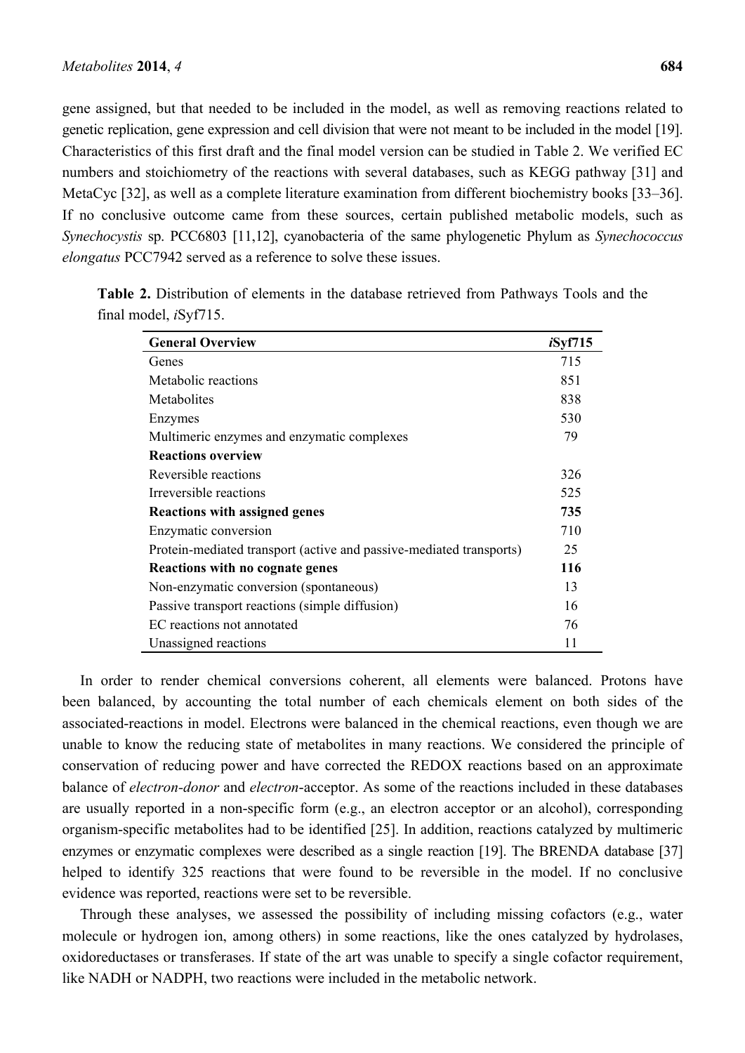gene assigned, but that needed to be included in the model, as well as removing reactions related to genetic replication, gene expression and cell division that were not meant to be included in the model [19]. Characteristics of this first draft and the final model version can be studied in Table 2. We verified EC numbers and stoichiometry of the reactions with several databases, such as KEGG pathway [31] and MetaCyc [32], as well as a complete literature examination from different biochemistry books [33–36]. If no conclusive outcome came from these sources, certain published metabolic models, such as *Synechocystis* sp. PCC6803 [11,12], cyanobacteria of the same phylogenetic Phylum as *Synechococcus elongatus* PCC7942 served as a reference to solve these issues.

**Table 2.** Distribution of elements in the database retrieved from Pathways Tools and the final model, *i*Syf715.

| **General Overview** | ***i*Syf715** |
|---|---|
| Genes | 715 |
| Metabolic reactions | 851 |
| Metabolites | 838 |
| Enzymes | 530 |
| Multimeric enzymes and enzymatic complexes | 79 |
| **Reactions overview** | |
| Reversible reactions | 326 |
| Irreversible reactions | 525 |
| **Reactions with assigned genes** | **735** |
| Enzymatic conversion | 710 |
| Protein-mediated transport (active and passive-mediated transports) | 25 |
| **Reactions with no cognate genes** | **116** |
| Non-enzymatic conversion (spontaneous) | 13 |
| Passive transport reactions (simple diffusion) | 16 |
| EC reactions not annotated | 76 |
| Unassigned reactions | 11 |

In order to render chemical conversions coherent, all elements were balanced. Protons have been balanced, by accounting the total number of each chemicals element on both sides of the associated-reactions in model. Electrons were balanced in the chemical reactions, even though we are unable to know the reducing state of metabolites in many reactions. We considered the principle of conservation of reducing power and have corrected the REDOX reactions based on an approximate balance of *electron-donor* and *electron*-acceptor. As some of the reactions included in these databases are usually reported in a non-specific form (e.g., an electron acceptor or an alcohol), corresponding organism-specific metabolites had to be identified [25]. In addition, reactions catalyzed by multimeric enzymes or enzymatic complexes were described as a single reaction [19]. The BRENDA database [37] helped to identify 325 reactions that were found to be reversible in the model. If no conclusive evidence was reported, reactions were set to be reversible.

Through these analyses, we assessed the possibility of including missing cofactors (e.g., water molecule or hydrogen ion, among others) in some reactions, like the ones catalyzed by hydrolases, oxidoreductases or transferases. If state of the art was unable to specify a single cofactor requirement, like NADH or NADPH, two reactions were included in the metabolic network.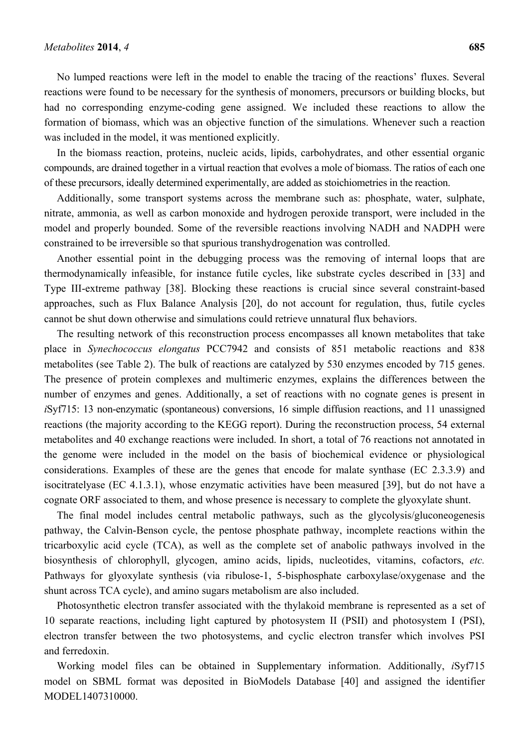No lumped reactions were left in the model to enable the tracing of the reactions' fluxes. Several reactions were found to be necessary for the synthesis of monomers, precursors or building blocks, but had no corresponding enzyme-coding gene assigned. We included these reactions to allow the formation of biomass, which was an objective function of the simulations. Whenever such a reaction was included in the model, it was mentioned explicitly.

In the biomass reaction, proteins, nucleic acids, lipids, carbohydrates, and other essential organic compounds, are drained together in a virtual reaction that evolves a mole of biomass. The ratios of each one of these precursors, ideally determined experimentally, are added as stoichiometries in the reaction.

Additionally, some transport systems across the membrane such as: phosphate, water, sulphate, nitrate, ammonia, as well as carbon monoxide and hydrogen peroxide transport, were included in the model and properly bounded. Some of the reversible reactions involving NADH and NADPH were constrained to be irreversible so that spurious transhydrogenation was controlled.

Another essential point in the debugging process was the removing of internal loops that are thermodynamically infeasible, for instance futile cycles, like substrate cycles described in [33] and Type III-extreme pathway [38]. Blocking these reactions is crucial since several constraint-based approaches, such as Flux Balance Analysis [20], do not account for regulation, thus, futile cycles cannot be shut down otherwise and simulations could retrieve unnatural flux behaviors.

The resulting network of this reconstruction process encompasses all known metabolites that take place in *Synechococcus elongatus* PCC7942 and consists of 851 metabolic reactions and 838 metabolites (see Table 2). The bulk of reactions are catalyzed by 530 enzymes encoded by 715 genes. The presence of protein complexes and multimeric enzymes, explains the differences between the number of enzymes and genes. Additionally, a set of reactions with no cognate genes is present in *i*Syf715: 13 non-enzymatic (spontaneous) conversions, 16 simple diffusion reactions, and 11 unassigned reactions (the majority according to the KEGG report). During the reconstruction process, 54 external metabolites and 40 exchange reactions were included. In short, a total of 76 reactions not annotated in the genome were included in the model on the basis of biochemical evidence or physiological considerations. Examples of these are the genes that encode for malate synthase (EC 2.3.3.9) and isocitratelyase (EC 4.1.3.1), whose enzymatic activities have been measured [39], but do not have a cognate ORF associated to them, and whose presence is necessary to complete the glyoxylate shunt.

The final model includes central metabolic pathways, such as the glycolysis/gluconeogenesis pathway, the Calvin-Benson cycle, the pentose phosphate pathway, incomplete reactions within the tricarboxylic acid cycle (TCA), as well as the complete set of anabolic pathways involved in the biosynthesis of chlorophyll, glycogen, amino acids, lipids, nucleotides, vitamins, cofactors, *etc.* Pathways for glyoxylate synthesis (via ribulose-1, 5-bisphosphate carboxylase/oxygenase and the shunt across TCA cycle), and amino sugars metabolism are also included.

Photosynthetic electron transfer associated with the thylakoid membrane is represented as a set of 10 separate reactions, including light captured by photosystem II (PSII) and photosystem I (PSI), electron transfer between the two photosystems, and cyclic electron transfer which involves PSI and ferredoxin.

Working model files can be obtained in Supplementary information. Additionally, *i*Syf715 model on SBML format was deposited in BioModels Database [40] and assigned the identifier MODEL1407310000.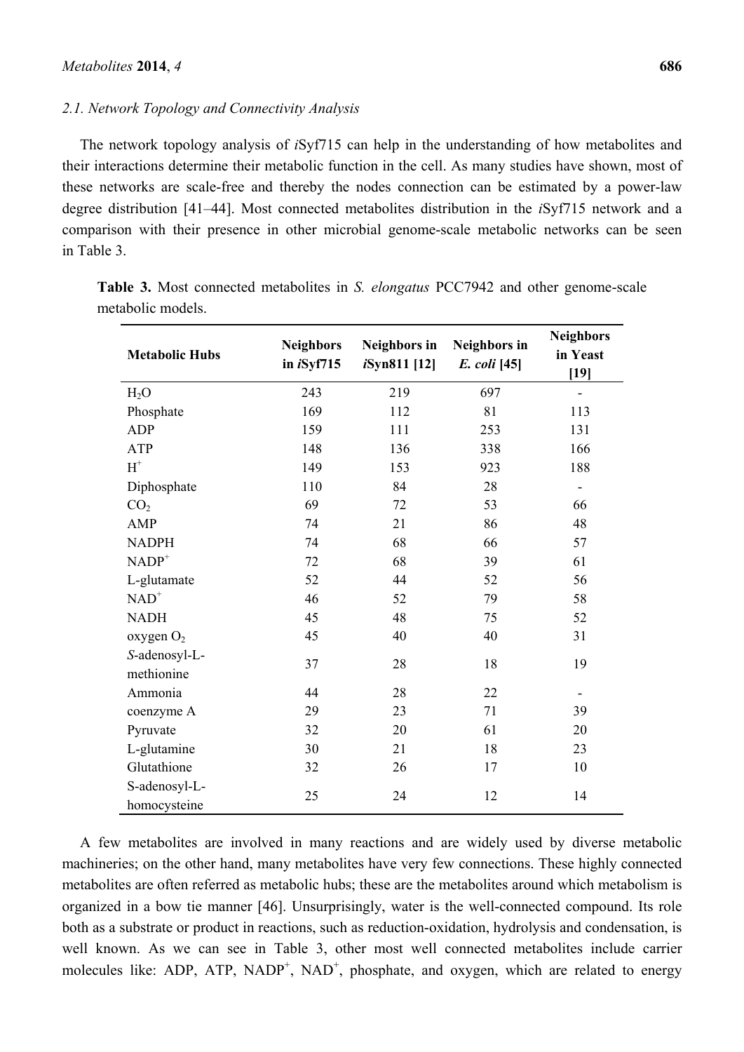### 2.1. Network Topology and Connectivity Analysis

The network topology analysis of *i*Syf715 can help in the understanding of how metabolites and their interactions determine their metabolic function in the cell. As many studies have shown, most of these networks are scale-free and thereby the nodes connection can be estimated by a power-law degree distribution [41–44]. Most connected metabolites distribution in the *i*Syf715 network and a comparison with their presence in other microbial genome-scale metabolic networks can be seen in Table 3.

**Table 3.** Most connected metabolites in *S. elongatus* PCC7942 and other genome-scale metabolic models.

| Metabolic Hubs | Neighbors in *i*Syf715 | Neighbors in *i*Syn811 [12] | Neighbors in *E. coli* [45] | Neighbors in Yeast [19] |
|---|---|---|---|---|
| $H_2O$ | 243 | 219 | 697 | - |
| Phosphate | 169 | 112 | 81 | 113 |
| ADP | 159 | 111 | 253 | 131 |
| ATP | 148 | 136 | 338 | 166 |
| $H^+$ | 149 | 153 | 923 | 188 |
| Diphosphate | 110 | 84 | 28 | - |
| $CO_2$ | 69 | 72 | 53 | 66 |
| AMP | 74 | 21 | 86 | 48 |
| NADPH | 74 | 68 | 66 | 57 |
| $NADP^+$ | 72 | 68 | 39 | 61 |
| L-glutamate | 52 | 44 | 52 | 56 |
| $NAD^+$ | 46 | 52 | 79 | 58 |
| NADH | 45 | 48 | 75 | 52 |
| oxygen $O_2$ | 45 | 40 | 40 | 31 |
| *S*-adenosyl-L-methionine | 37 | 28 | 18 | 19 |
| Ammonia | 44 | 28 | 22 | - |
| coenzyme A | 29 | 23 | 71 | 39 |
| Pyruvate | 32 | 20 | 61 | 20 |
| L-glutamine | 30 | 21 | 18 | 23 |
| Glutathione | 32 | 26 | 17 | 10 |
| S-adenosyl-L-homocysteine | 25 | 24 | 12 | 14 |

A few metabolites are involved in many reactions and are widely used by diverse metabolic machineries; on the other hand, many metabolites have very few connections. These highly connected metabolites are often referred as metabolic hubs; these are the metabolites around which metabolism is organized in a bow tie manner [46]. Unsurprisingly, water is the well-connected compound. Its role both as a substrate or product in reactions, such as reduction-oxidation, hydrolysis and condensation, is well known. As we can see in Table 3, other most well connected metabolites include carrier molecules like: ADP, ATP, $NADP^+$, $NAD^+$, phosphate, and oxygen, which are related to energy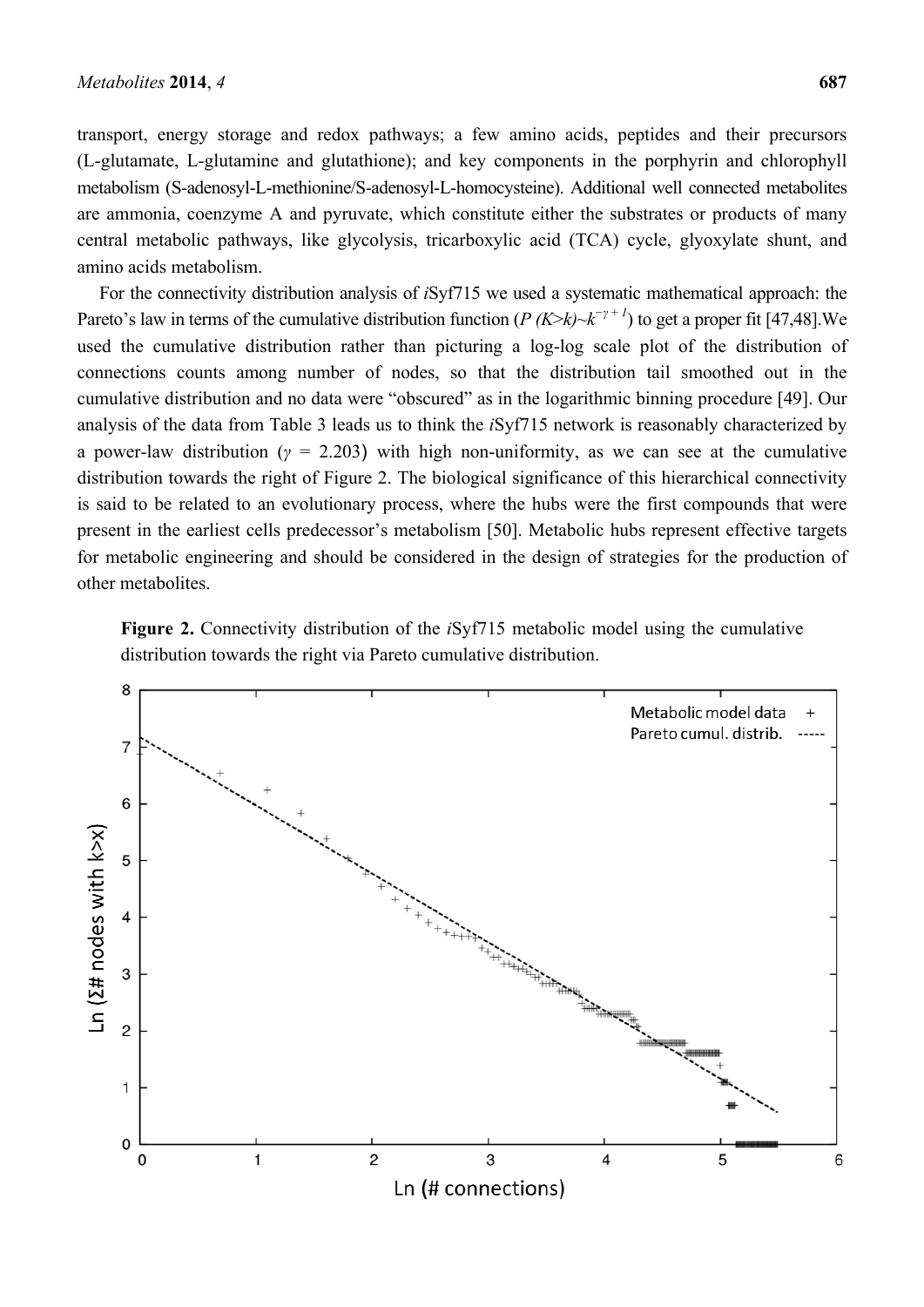transport, energy storage and redox pathways; a few amino acids, peptides and their precursors (L-glutamate, L-glutamine and glutathione); and key components in the porphyrin and chlorophyll metabolism (S-adenosyl-L-methionine/S-adenosyl-L-homocysteine). Additional well connected metabolites are ammonia, coenzyme A and pyruvate, which constitute either the substrates or products of many central metabolic pathways, like glycolysis, tricarboxylic acid (TCA) cycle, glyoxylate shunt, and amino acids metabolism.

For the connectivity distribution analysis of *i*Syf715 we used a systematic mathematical approach: the Pareto's law in terms of the cumulative distribution function ($P\ (K>k) \sim k^{-\gamma+1}$) to get a proper fit [47,48].We used the cumulative distribution rather than picturing a log-log scale plot of the distribution of connections counts among number of nodes, so that the distribution tail smoothed out in the cumulative distribution and no data were "obscured" as in the logarithmic binning procedure [49]. Our analysis of the data from Table 3 leads us to think the *i*Syf715 network is reasonably characterized by a power-law distribution ($\gamma = 2.203$) with high non-uniformity, as we can see at the cumulative distribution towards the right of Figure 2. The biological significance of this hierarchical connectivity is said to be related to an evolutionary process, where the hubs were the first compounds that were present in the earliest cells predecessor's metabolism [50]. Metabolic hubs represent effective targets for metabolic engineering and should be considered in the design of strategies for the production of other metabolites.

**Figure 2.** Connectivity distribution of the *i*Syf715 metabolic model using the cumulative distribution towards the right via Pareto cumulative distribution.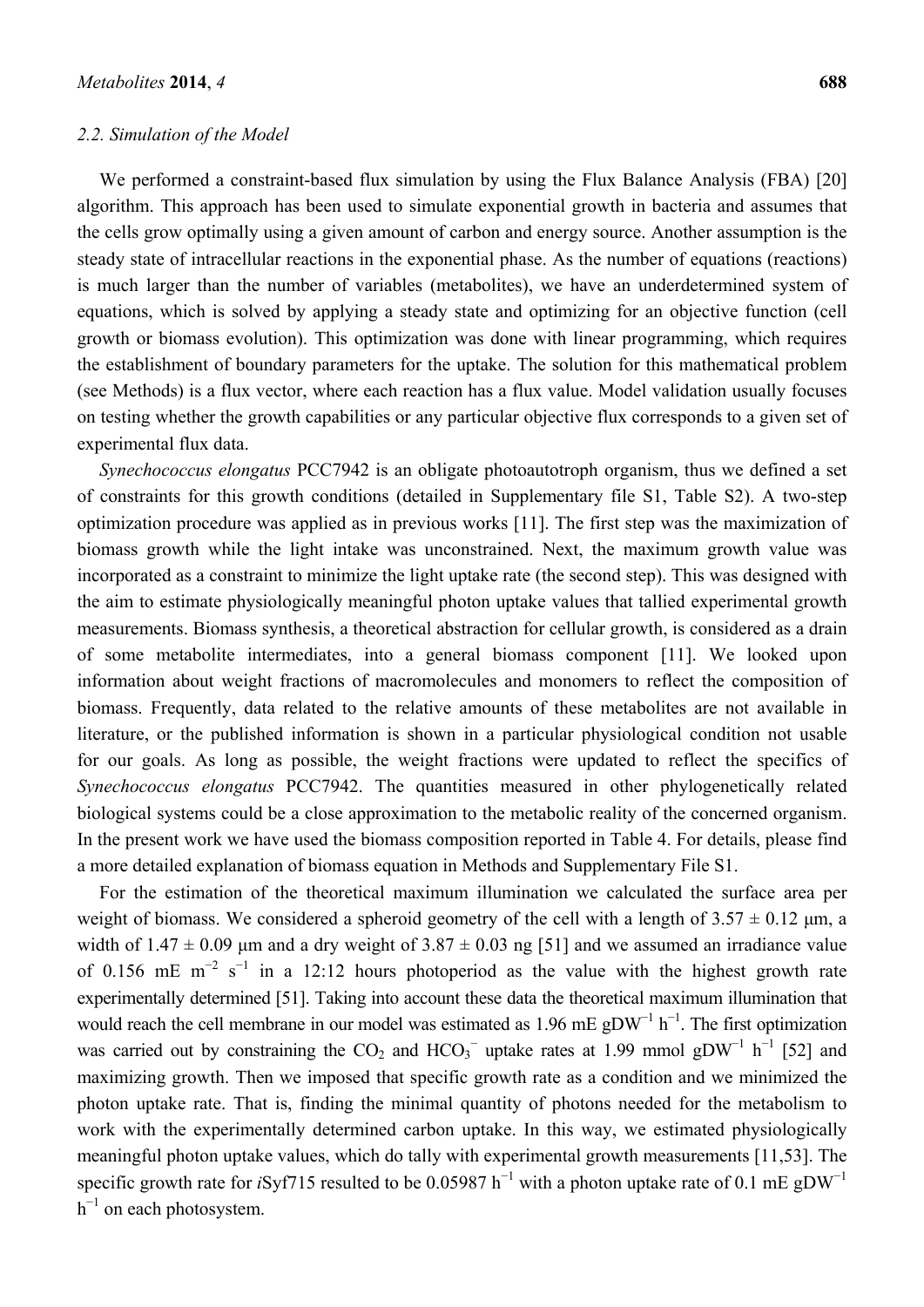### 2.2. Simulation of the Model

We performed a constraint-based flux simulation by using the Flux Balance Analysis (FBA) [20] algorithm. This approach has been used to simulate exponential growth in bacteria and assumes that the cells grow optimally using a given amount of carbon and energy source. Another assumption is the steady state of intracellular reactions in the exponential phase. As the number of equations (reactions) is much larger than the number of variables (metabolites), we have an underdetermined system of equations, which is solved by applying a steady state and optimizing for an objective function (cell growth or biomass evolution). This optimization was done with linear programming, which requires the establishment of boundary parameters for the uptake. The solution for this mathematical problem (see Methods) is a flux vector, where each reaction has a flux value. Model validation usually focuses on testing whether the growth capabilities or any particular objective flux corresponds to a given set of experimental flux data.

*Synechococcus elongatus* PCC7942 is an obligate photoautotroph organism, thus we defined a set of constraints for this growth conditions (detailed in Supplementary file S1, Table S2). A two-step optimization procedure was applied as in previous works [11]. The first step was the maximization of biomass growth while the light intake was unconstrained. Next, the maximum growth value was incorporated as a constraint to minimize the light uptake rate (the second step). This was designed with the aim to estimate physiologically meaningful photon uptake values that tallied experimental growth measurements. Biomass synthesis, a theoretical abstraction for cellular growth, is considered as a drain of some metabolite intermediates, into a general biomass component [11]. We looked upon information about weight fractions of macromolecules and monomers to reflect the composition of biomass. Frequently, data related to the relative amounts of these metabolites are not available in literature, or the published information is shown in a particular physiological condition not usable for our goals. As long as possible, the weight fractions were updated to reflect the specifics of *Synechococcus elongatus* PCC7942. The quantities measured in other phylogenetically related biological systems could be a close approximation to the metabolic reality of the concerned organism. In the present work we have used the biomass composition reported in Table 4. For details, please find a more detailed explanation of biomass equation in Methods and Supplementary File S1.

For the estimation of the theoretical maximum illumination we calculated the surface area per weight of biomass. We considered a spheroid geometry of the cell with a length of $3.57 \pm 0.12$ µm, a width of $1.47 \pm 0.09$ µm and a dry weight of $3.87 \pm 0.03$ ng [51] and we assumed an irradiance value of 0.156 mE $m^{-2}$ $s^{-1}$ in a 12:12 hours photoperiod as the value with the highest growth rate experimentally determined [51]. Taking into account these data the theoretical maximum illumination that would reach the cell membrane in our model was estimated as 1.96 mE $gDW^{-1}$ $h^{-1}$. The first optimization was carried out by constraining the $CO_2$ and $HCO_3^-$ uptake rates at 1.99 mmol $gDW^{-1}$ $h^{-1}$ [52] and maximizing growth. Then we imposed that specific growth rate as a condition and we minimized the photon uptake rate. That is, finding the minimal quantity of photons needed for the metabolism to work with the experimentally determined carbon uptake. In this way, we estimated physiologically meaningful photon uptake values, which do tally with experimental growth measurements [11,53]. The specific growth rate for *i*Syf715 resulted to be 0.05987 $h^{-1}$ with a photon uptake rate of 0.1 mE $gDW^{-1}$ $h^{-1}$ on each photosystem.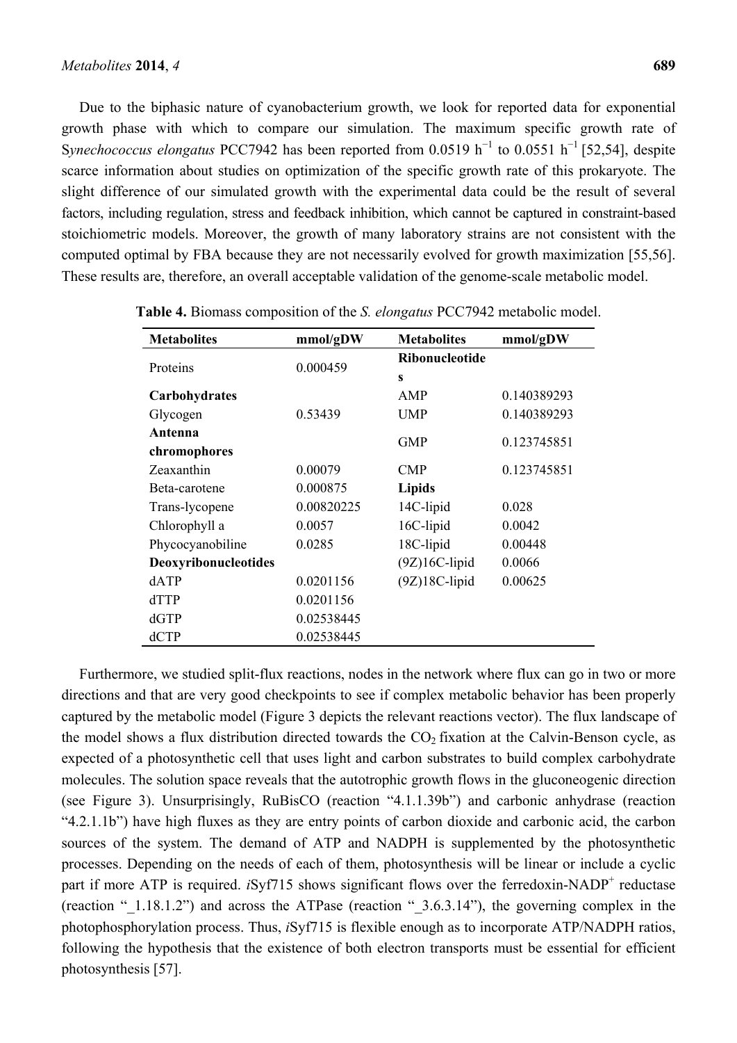Due to the biphasic nature of cyanobacterium growth, we look for reported data for exponential growth phase with which to compare our simulation. The maximum specific growth rate of *Synechococcus elongatus* PCC7942 has been reported from 0.0519 $h^{-1}$ to 0.0551 $h^{-1}$ [52,54], despite scarce information about studies on optimization of the specific growth rate of this prokaryote. The slight difference of our simulated growth with the experimental data could be the result of several factors, including regulation, stress and feedback inhibition, which cannot be captured in constraint-based stoichiometric models. Moreover, the growth of many laboratory strains are not consistent with the computed optimal by FBA because they are not necessarily evolved for growth maximization [55,56]. These results are, therefore, an overall acceptable validation of the genome-scale metabolic model.

**Table 4.** Biomass composition of the *S. elongatus* PCC7942 metabolic model.

| Metabolites | mmol/gDW | Metabolites | mmol/gDW |
|---|---|---|---|
| Proteins | 0.000459 | **Ribonucleotides** | |
| **Carbohydrates** | | AMP | 0.140389293 |
| Glycogen | 0.53439 | UMP | 0.140389293 |
| **Antenna chromophores** | | GMP | 0.123745851 |
| Zeaxanthin | 0.00079 | CMP | 0.123745851 |
| Beta-carotene | 0.000875 | **Lipids** | |
| Trans-lycopene | 0.00820225 | 14C-lipid | 0.028 |
| Chlorophyll a | 0.0057 | 16C-lipid | 0.0042 |
| Phycocyanobiline | 0.0285 | 18C-lipid | 0.00448 |
| **Deoxyribonucleotides** | | (9Z)16C-lipid | 0.0066 |
| dATP | 0.0201156 | (9Z)18C-lipid | 0.00625 |
| dTTP | 0.0201156 | | |
| dGTP | 0.02538445 | | |
| dCTP | 0.02538445 | | |

Furthermore, we studied split-flux reactions, nodes in the network where flux can go in two or more directions and that are very good checkpoints to see if complex metabolic behavior has been properly captured by the metabolic model (Figure 3 depicts the relevant reactions vector). The flux landscape of the model shows a flux distribution directed towards the $CO_2$ fixation at the Calvin-Benson cycle, as expected of a photosynthetic cell that uses light and carbon substrates to build complex carbohydrate molecules. The solution space reveals that the autotrophic growth flows in the gluconeogenic direction (see Figure 3). Unsurprisingly, RuBisCO (reaction "4.1.1.39b") and carbonic anhydrase (reaction "4.2.1.1b") have high fluxes as they are entry points of carbon dioxide and carbonic acid, the carbon sources of the system. The demand of ATP and NADPH is supplemented by the photosynthetic processes. Depending on the needs of each of them, photosynthesis will be linear or include a cyclic part if more ATP is required. *i*Syf715 shows significant flows over the ferredoxin-$NADP^+$ reductase (reaction "_1.18.1.2") and across the ATPase (reaction "_3.6.3.14"), the governing complex in the photophosphorylation process. Thus, *i*Syf715 is flexible enough as to incorporate ATP/NADPH ratios, following the hypothesis that the existence of both electron transports must be essential for efficient photosynthesis [57].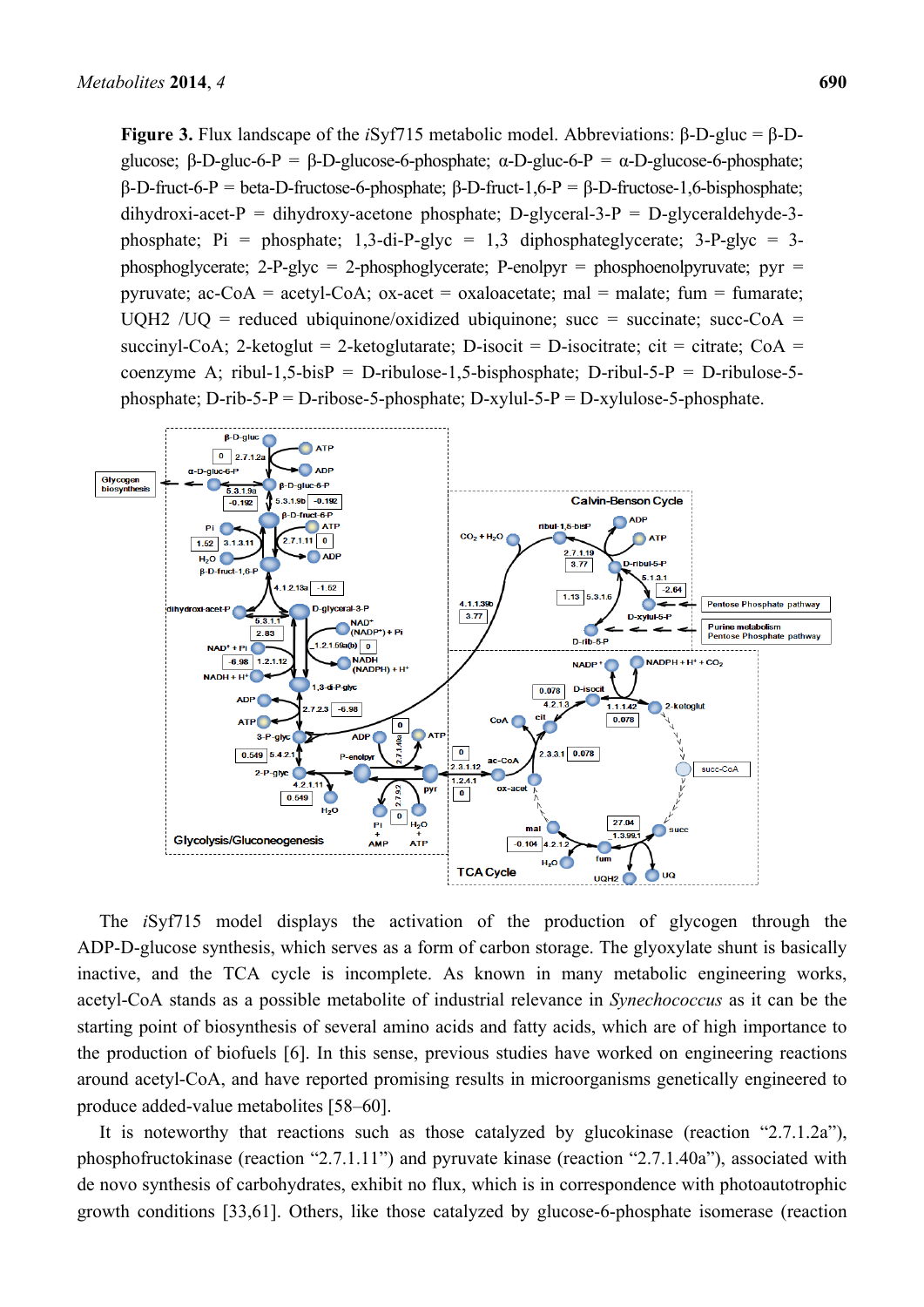**Figure 3.** Flux landscape of the *i*Syf715 metabolic model. Abbreviations: β-D-gluc = β-D-glucose; β-D-gluc-6-P = β-D-glucose-6-phosphate; α-D-gluc-6-P = α-D-glucose-6-phosphate; β-D-fruct-6-P = beta-D-fructose-6-phosphate; β-D-fruct-1,6-P = β-D-fructose-1,6-bisphosphate; dihydroxi-acet-P = dihydroxy-acetone phosphate; D-glyceral-3-P = D-glyceraldehyde-3-phosphate; Pi = phosphate; 1,3-di-P-glyc = 1,3 diphosphateglycerate; 3-P-glyc = 3-phosphoglycerate; 2-P-glyc = 2-phosphoglycerate; P-enolpyr = phosphoenolpyruvate; pyr = pyruvate; ac-CoA = acetyl-CoA; ox-acet = oxaloacetate; mal = malate; fum = fumarate; UQH2 /UQ = reduced ubiquinone/oxidized ubiquinone; succ = succinate; succ-CoA = succinyl-CoA; 2-ketoglut = 2-ketoglutarate; D-isocit = D-isocitrate; cit = citrate; CoA = coenzyme A; ribul-1,5-bisP = D-ribulose-1,5-bisphosphate; D-ribul-5-P = D-ribulose-5-phosphate; D-rib-5-P = D-ribose-5-phosphate; D-xylul-5-P = D-xylulose-5-phosphate.

The *i*Syf715 model displays the activation of the production of glycogen through the ADP-D-glucose synthesis, which serves as a form of carbon storage. The glyoxylate shunt is basically inactive, and the TCA cycle is incomplete. As known in many metabolic engineering works, acetyl-CoA stands as a possible metabolite of industrial relevance in *Synechococcus* as it can be the starting point of biosynthesis of several amino acids and fatty acids, which are of high importance to the production of biofuels [6]. In this sense, previous studies have worked on engineering reactions around acetyl-CoA, and have reported promising results in microorganisms genetically engineered to produce added-value metabolites [58–60].

It is noteworthy that reactions such as those catalyzed by glucokinase (reaction "2.7.1.2a"), phosphofructokinase (reaction "2.7.1.11") and pyruvate kinase (reaction "2.7.1.40a"), associated with de novo synthesis of carbohydrates, exhibit no flux, which is in correspondence with photoautotrophic growth conditions [33,61]. Others, like those catalyzed by glucose-6-phosphate isomerase (reaction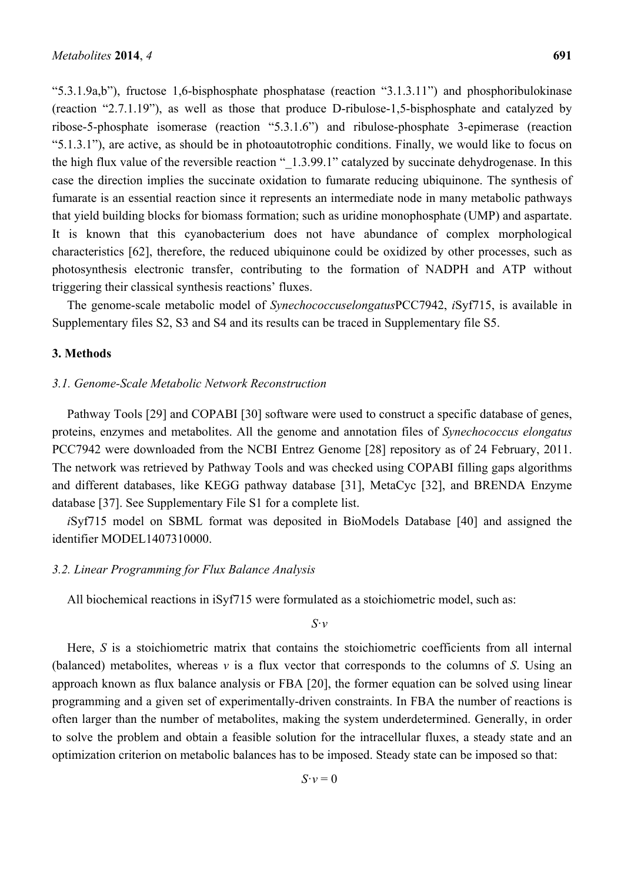"5.3.1.9a,b"), fructose 1,6-bisphosphate phosphatase (reaction "3.1.3.11") and phosphoribulokinase (reaction "2.7.1.19"), as well as those that produce D-ribulose-1,5-bisphosphate and catalyzed by ribose-5-phosphate isomerase (reaction "5.3.1.6") and ribulose-phosphate 3-epimerase (reaction "5.1.3.1"), are active, as should be in photoautotrophic conditions. Finally, we would like to focus on the high flux value of the reversible reaction "_1.3.99.1" catalyzed by succinate dehydrogenase. In this case the direction implies the succinate oxidation to fumarate reducing ubiquinone. The synthesis of fumarate is an essential reaction since it represents an intermediate node in many metabolic pathways that yield building blocks for biomass formation; such as uridine monophosphate (UMP) and aspartate. It is known that this cyanobacterium does not have abundance of complex morphological characteristics [62], therefore, the reduced ubiquinone could be oxidized by other processes, such as photosynthesis electronic transfer, contributing to the formation of NADPH and ATP without triggering their classical synthesis reactions' fluxes.

The genome-scale metabolic model of *Synechococcuselongatus*PCC7942, *i*Syf715, is available in Supplementary files S2, S3 and S4 and its results can be traced in Supplementary file S5.

## 3. Methods

### *3.1. Genome-Scale Metabolic Network Reconstruction*

Pathway Tools [29] and COPABI [30] software were used to construct a specific database of genes, proteins, enzymes and metabolites. All the genome and annotation files of *Synechococcus elongatus* PCC7942 were downloaded from the NCBI Entrez Genome [28] repository as of 24 February, 2011. The network was retrieved by Pathway Tools and was checked using COPABI filling gaps algorithms and different databases, like KEGG pathway database [31], MetaCyc [32], and BRENDA Enzyme database [37]. See Supplementary File S1 for a complete list.

*i*Syf715 model on SBML format was deposited in BioModels Database [40] and assigned the identifier MODEL1407310000.

### *3.2. Linear Programming for Flux Balance Analysis*

All biochemical reactions in iSyf715 were formulated as a stoichiometric model, such as:

$$S \cdot v$$

Here, $S$ is a stoichiometric matrix that contains the stoichiometric coefficients from all internal (balanced) metabolites, whereas $v$ is a flux vector that corresponds to the columns of $S$. Using an approach known as flux balance analysis or FBA [20], the former equation can be solved using linear programming and a given set of experimentally-driven constraints. In FBA the number of reactions is often larger than the number of metabolites, making the system underdetermined. Generally, in order to solve the problem and obtain a feasible solution for the intracellular fluxes, a steady state and an optimization criterion on metabolic balances has to be imposed. Steady state can be imposed so that:

$$S \cdot v = 0$$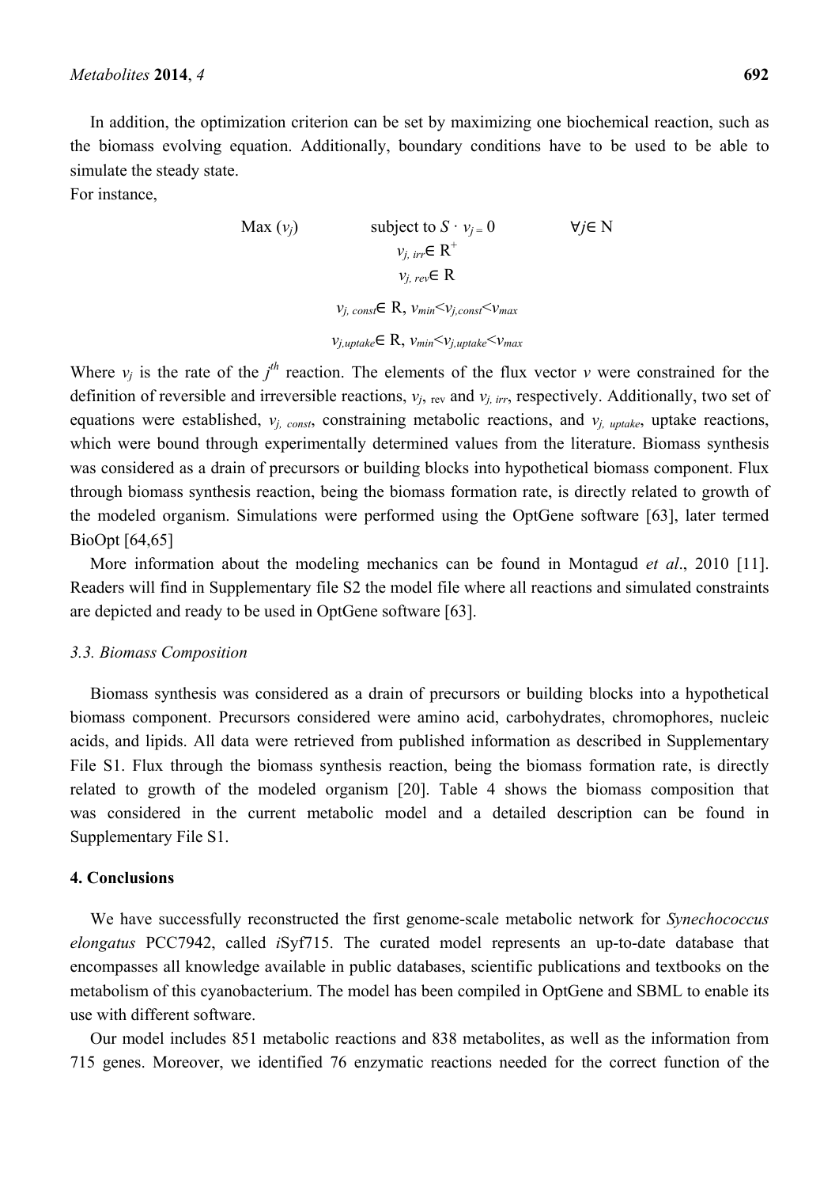In addition, the optimization criterion can be set by maximizing one biochemical reaction, such as the biomass evolving equation. Additionally, boundary conditions have to be used to be able to simulate the steady state.

For instance,

$$\text{Max } (v_j) \qquad \text{subject to } S \cdot v_{j} = 0 \qquad \forall j \in \text{N}$$

$$v_{j,\,irr} \in \text{R}^{+}$$

$$v_{j,\,rev} \in \text{R}$$

$$v_{j,\,const} \in \text{R},\ v_{min} < v_{j,const} < v_{max}$$

$$v_{j,uptake} \in \text{R},\ v_{min} < v_{j,uptake} < v_{max}$$

Where $v_j$ is the rate of the $j^{th}$ reaction. The elements of the flux vector $v$ were constrained for the definition of reversible and irreversible reactions, $v_{j,\,\text{rev}}$ and $v_{j,\,irr}$, respectively. Additionally, two set of equations were established, $v_{j,\,const}$, constraining metabolic reactions, and $v_{j,\,uptake}$, uptake reactions, which were bound through experimentally determined values from the literature. Biomass synthesis was considered as a drain of precursors or building blocks into hypothetical biomass component. Flux through biomass synthesis reaction, being the biomass formation rate, is directly related to growth of the modeled organism. Simulations were performed using the OptGene software [63], later termed BioOpt [64,65]

More information about the modeling mechanics can be found in Montagud *et al*., 2010 [11]. Readers will find in Supplementary file S2 the model file where all reactions and simulated constraints are depicted and ready to be used in OptGene software [63].

### *3.3. Biomass Composition*

Biomass synthesis was considered as a drain of precursors or building blocks into a hypothetical biomass component. Precursors considered were amino acid, carbohydrates, chromophores, nucleic acids, and lipids. All data were retrieved from published information as described in Supplementary File S1. Flux through the biomass synthesis reaction, being the biomass formation rate, is directly related to growth of the modeled organism [20]. Table 4 shows the biomass composition that was considered in the current metabolic model and a detailed description can be found in Supplementary File S1.

## 4. Conclusions

We have successfully reconstructed the first genome-scale metabolic network for *Synechococcus elongatus* PCC7942, called *i*Syf715. The curated model represents an up-to-date database that encompasses all knowledge available in public databases, scientific publications and textbooks on the metabolism of this cyanobacterium. The model has been compiled in OptGene and SBML to enable its use with different software.

Our model includes 851 metabolic reactions and 838 metabolites, as well as the information from 715 genes. Moreover, we identified 76 enzymatic reactions needed for the correct function of the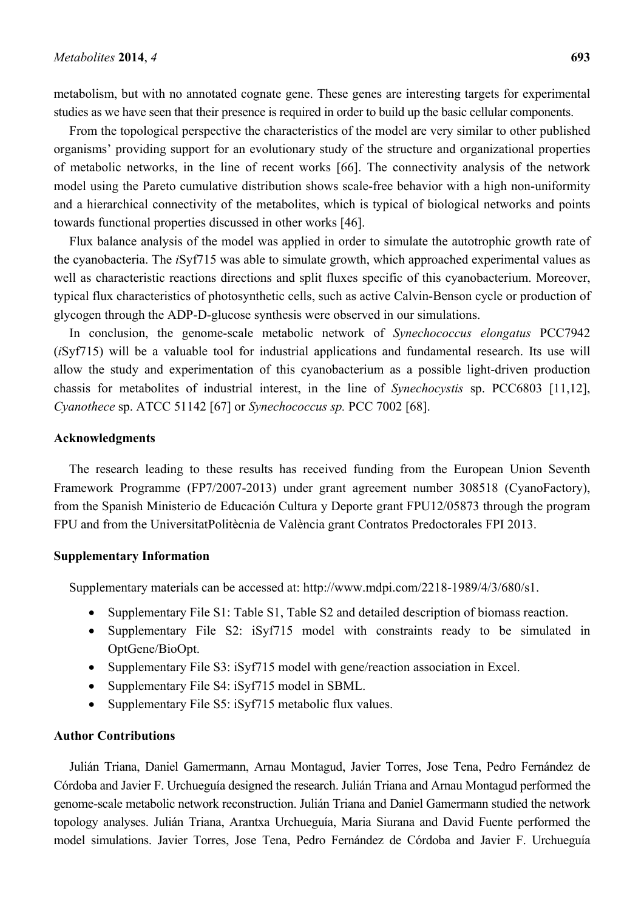metabolism, but with no annotated cognate gene. These genes are interesting targets for experimental studies as we have seen that their presence is required in order to build up the basic cellular components.

From the topological perspective the characteristics of the model are very similar to other published organisms' providing support for an evolutionary study of the structure and organizational properties of metabolic networks, in the line of recent works [66]. The connectivity analysis of the network model using the Pareto cumulative distribution shows scale-free behavior with a high non-uniformity and a hierarchical connectivity of the metabolites, which is typical of biological networks and points towards functional properties discussed in other works [46].

Flux balance analysis of the model was applied in order to simulate the autotrophic growth rate of the cyanobacteria. The *i*Syf715 was able to simulate growth, which approached experimental values as well as characteristic reactions directions and split fluxes specific of this cyanobacterium. Moreover, typical flux characteristics of photosynthetic cells, such as active Calvin-Benson cycle or production of glycogen through the ADP-D-glucose synthesis were observed in our simulations.

In conclusion, the genome-scale metabolic network of *Synechococcus elongatus* PCC7942 (*i*Syf715) will be a valuable tool for industrial applications and fundamental research. Its use will allow the study and experimentation of this cyanobacterium as a possible light-driven production chassis for metabolites of industrial interest, in the line of *Synechocystis* sp. PCC6803 [11,12], *Cyanothece* sp. ATCC 51142 [67] or *Synechococcus sp.* PCC 7002 [68].

## Acknowledgments

The research leading to these results has received funding from the European Union Seventh Framework Programme (FP7/2007-2013) under grant agreement number 308518 (CyanoFactory), from the Spanish Ministerio de Educación Cultura y Deporte grant FPU12/05873 through the program FPU and from the UniversitatPolitècnia de València grant Contratos Predoctorales FPI 2013.

## Supplementary Information

Supplementary materials can be accessed at: http://www.mdpi.com/2218-1989/4/3/680/s1.

- Supplementary File S1: Table S1, Table S2 and detailed description of biomass reaction.
- Supplementary File S2: iSyf715 model with constraints ready to be simulated in OptGene/BioOpt.
- Supplementary File S3: iSyf715 model with gene/reaction association in Excel.
- Supplementary File S4: iSyf715 model in SBML.
- Supplementary File S5: iSyf715 metabolic flux values.

## Author Contributions

Julián Triana, Daniel Gamermann, Arnau Montagud, Javier Torres, Jose Tena, Pedro Fernández de Córdoba and Javier F. Urchueguía designed the research. Julián Triana and Arnau Montagud performed the genome-scale metabolic network reconstruction. Julián Triana and Daniel Gamermann studied the network topology analyses. Julián Triana, Arantxa Urchueguía, Maria Siurana and David Fuente performed the model simulations. Javier Torres, Jose Tena, Pedro Fernández de Córdoba and Javier F. Urchueguía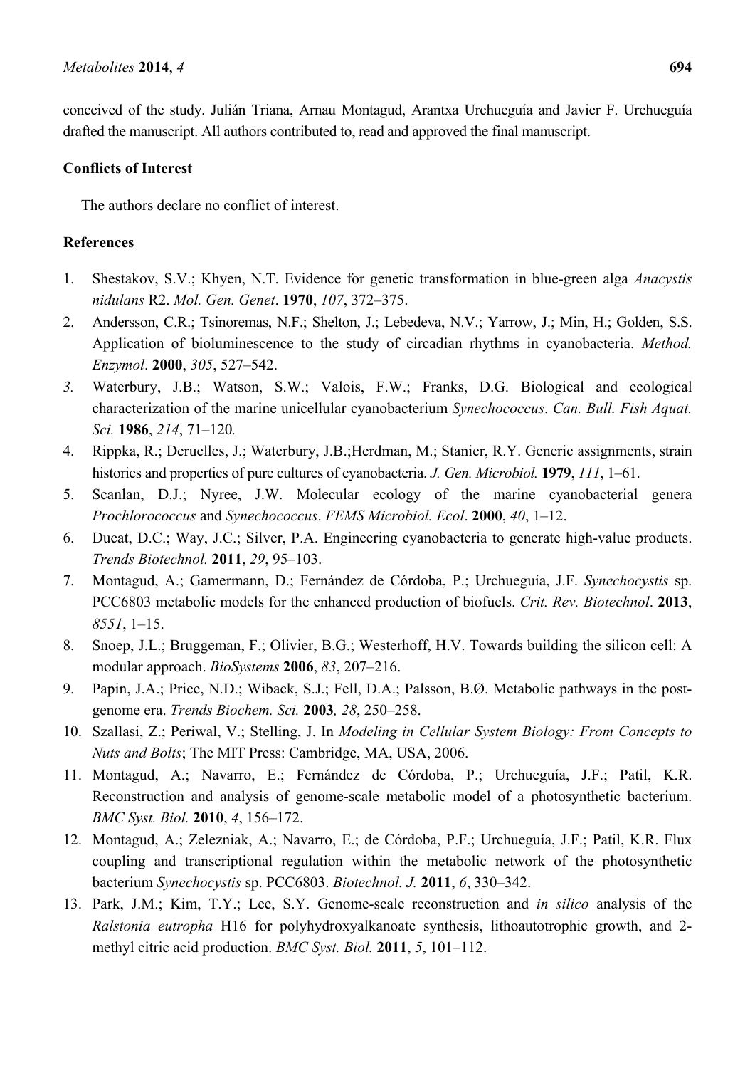conceived of the study. Julián Triana, Arnau Montagud, Arantxa Urchueguía and Javier F. Urchueguía drafted the manuscript. All authors contributed to, read and approved the final manuscript.

## Conflicts of Interest

The authors declare no conflict of interest.

## References

1. Shestakov, S.V.; Khyen, N.T. Evidence for genetic transformation in blue-green alga *Anacystis nidulans* R2. *Mol. Gen. Genet*. **1970**, *107*, 372–375.
2. Andersson, C.R.; Tsinoremas, N.F.; Shelton, J.; Lebedeva, N.V.; Yarrow, J.; Min, H.; Golden, S.S. Application of bioluminescence to the study of circadian rhythms in cyanobacteria. *Method. Enzymol*. **2000**, *305*, 527–542.
3. Waterbury, J.B.; Watson, S.W.; Valois, F.W.; Franks, D.G. Biological and ecological characterization of the marine unicellular cyanobacterium *Synechococcus*. *Can. Bull. Fish Aquat. Sci.* **1986**, *214*, 71–120*.*
4. Rippka, R.; Deruelles, J.; Waterbury, J.B.;Herdman, M.; Stanier, R.Y. Generic assignments, strain histories and properties of pure cultures of cyanobacteria. *J. Gen. Microbiol.* **1979**, *111*, 1–61.
5. Scanlan, D.J.; Nyree, J.W. Molecular ecology of the marine cyanobacterial genera *Prochlorococcus* and *Synechococcus*. *FEMS Microbiol. Ecol*. **2000**, *40*, 1–12.
6. Ducat, D.C.; Way, J.C.; Silver, P.A. Engineering cyanobacteria to generate high-value products. *Trends Biotechnol.* **2011**, *29*, 95–103.
7. Montagud, A.; Gamermann, D.; Fernández de Córdoba, P.; Urchueguía, J.F. *Synechocystis* sp. PCC6803 metabolic models for the enhanced production of biofuels. *Crit. Rev. Biotechnol*. **2013**, *8551*, 1–15.
8. Snoep, J.L.; Bruggeman, F.; Olivier, B.G.; Westerhoff, H.V. Towards building the silicon cell: A modular approach. *BioSystems* **2006**, *83*, 207–216.
9. Papin, J.A.; Price, N.D.; Wiback, S.J.; Fell, D.A.; Palsson, B.Ø. Metabolic pathways in the post-genome era. *Trends Biochem. Sci.* **2003***, 28*, 250–258.
10. Szallasi, Z.; Periwal, V.; Stelling, J. In *Modeling in Cellular System Biology: From Concepts to Nuts and Bolts*; The MIT Press: Cambridge, MA, USA, 2006.
11. Montagud, A.; Navarro, E.; Fernández de Córdoba, P.; Urchueguía, J.F.; Patil, K.R. Reconstruction and analysis of genome-scale metabolic model of a photosynthetic bacterium. *BMC Syst. Biol.* **2010**, *4*, 156–172.
12. Montagud, A.; Zelezniak, A.; Navarro, E.; de Córdoba, P.F.; Urchueguía, J.F.; Patil, K.R. Flux coupling and transcriptional regulation within the metabolic network of the photosynthetic bacterium *Synechocystis* sp. PCC6803. *Biotechnol. J.* **2011**, *6*, 330–342.
13. Park, J.M.; Kim, T.Y.; Lee, S.Y. Genome-scale reconstruction and *in silico* analysis of the *Ralstonia eutropha* H16 for polyhydroxyalkanoate synthesis, lithoautotrophic growth, and 2-methyl citric acid production. *BMC Syst. Biol.* **2011**, *5*, 101–112.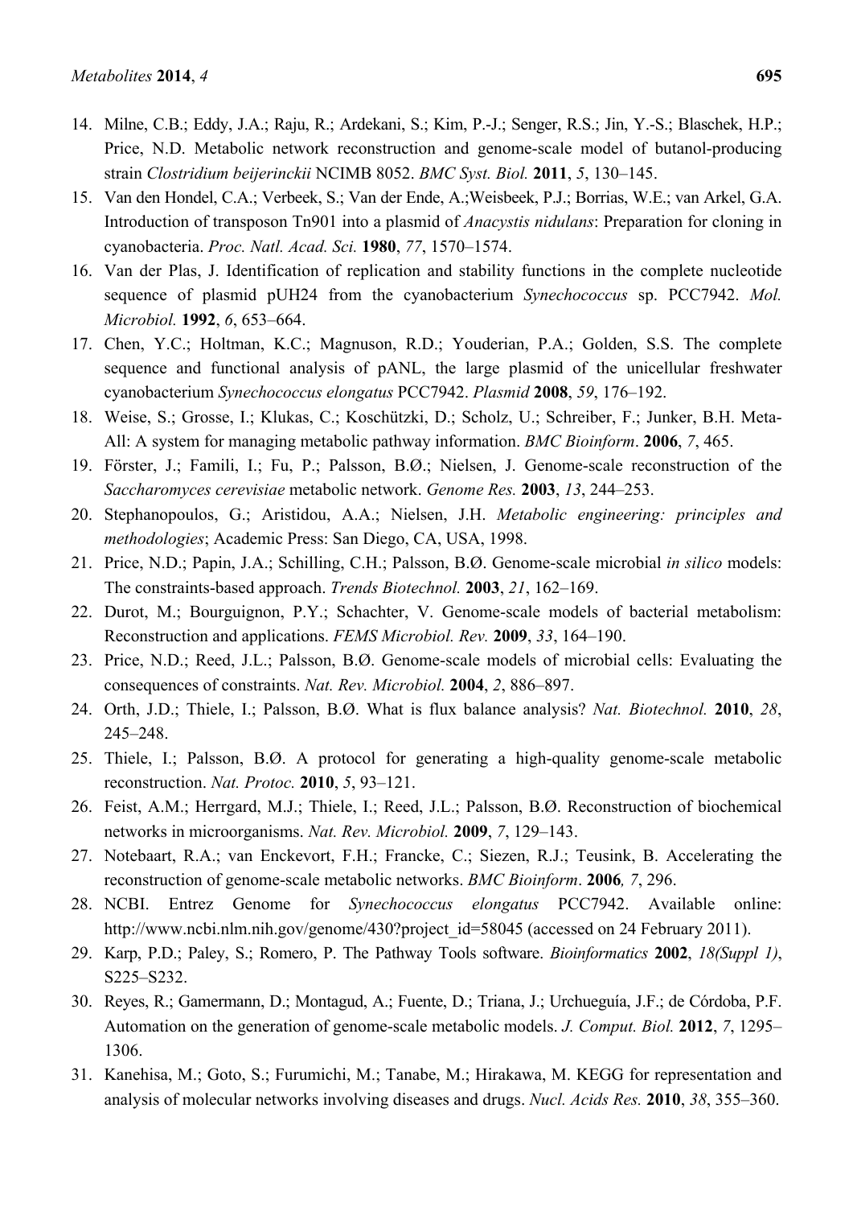14. Milne, C.B.; Eddy, J.A.; Raju, R.; Ardekani, S.; Kim, P.-J.; Senger, R.S.; Jin, Y.-S.; Blaschek, H.P.; Price, N.D. Metabolic network reconstruction and genome-scale model of butanol-producing strain *Clostridium beijerinckii* NCIMB 8052. *BMC Syst. Biol.* **2011**, *5*, 130–145.
15. Van den Hondel, C.A.; Verbeek, S.; Van der Ende, A.;Weisbeek, P.J.; Borrias, W.E.; van Arkel, G.A. Introduction of transposon Tn901 into a plasmid of *Anacystis nidulans*: Preparation for cloning in cyanobacteria. *Proc. Natl. Acad. Sci.* **1980**, *77*, 1570–1574.
16. Van der Plas, J. Identification of replication and stability functions in the complete nucleotide sequence of plasmid pUH24 from the cyanobacterium *Synechococcus* sp. PCC7942. *Mol. Microbiol.* **1992**, *6*, 653–664.
17. Chen, Y.C.; Holtman, K.C.; Magnuson, R.D.; Youderian, P.A.; Golden, S.S. The complete sequence and functional analysis of pANL, the large plasmid of the unicellular freshwater cyanobacterium *Synechococcus elongatus* PCC7942. *Plasmid* **2008**, *59*, 176–192.
18. Weise, S.; Grosse, I.; Klukas, C.; Koschützki, D.; Scholz, U.; Schreiber, F.; Junker, B.H. Meta-All: A system for managing metabolic pathway information. *BMC Bioinform*. **2006**, *7*, 465.
19. Förster, J.; Famili, I.; Fu, P.; Palsson, B.Ø.; Nielsen, J. Genome-scale reconstruction of the *Saccharomyces cerevisiae* metabolic network. *Genome Res.* **2003**, *13*, 244–253.
20. Stephanopoulos, G.; Aristidou, A.A.; Nielsen, J.H. *Metabolic engineering: principles and methodologies*; Academic Press: San Diego, CA, USA, 1998.
21. Price, N.D.; Papin, J.A.; Schilling, C.H.; Palsson, B.Ø. Genome-scale microbial *in silico* models: The constraints-based approach. *Trends Biotechnol.* **2003**, *21*, 162–169.
22. Durot, M.; Bourguignon, P.Y.; Schachter, V. Genome-scale models of bacterial metabolism: Reconstruction and applications. *FEMS Microbiol. Rev.* **2009**, *33*, 164–190.
23. Price, N.D.; Reed, J.L.; Palsson, B.Ø. Genome-scale models of microbial cells: Evaluating the consequences of constraints. *Nat. Rev. Microbiol.* **2004**, *2*, 886–897.
24. Orth, J.D.; Thiele, I.; Palsson, B.Ø. What is flux balance analysis? *Nat. Biotechnol.* **2010**, *28*, 245–248.
25. Thiele, I.; Palsson, B.Ø. A protocol for generating a high-quality genome-scale metabolic reconstruction. *Nat. Protoc.* **2010**, *5*, 93–121.
26. Feist, A.M.; Herrgard, M.J.; Thiele, I.; Reed, J.L.; Palsson, B.Ø. Reconstruction of biochemical networks in microorganisms. *Nat. Rev. Microbiol.* **2009**, *7*, 129–143.
27. Notebaart, R.A.; van Enckevort, F.H.; Francke, C.; Siezen, R.J.; Teusink, B. Accelerating the reconstruction of genome-scale metabolic networks. *BMC Bioinform*. **2006***, 7*, 296.
28. NCBI. Entrez Genome for *Synechococcus elongatus* PCC7942. Available online: http://www.ncbi.nlm.nih.gov/genome/430?project_id=58045 (accessed on 24 February 2011).
29. Karp, P.D.; Paley, S.; Romero, P. The Pathway Tools software. *Bioinformatics* **2002**, *18(Suppl 1)*, S225–S232.
30. Reyes, R.; Gamermann, D.; Montagud, A.; Fuente, D.; Triana, J.; Urchueguía, J.F.; de Córdoba, P.F. Automation on the generation of genome-scale metabolic models. *J. Comput. Biol.* **2012**, *7*, 1295–1306.
31. Kanehisa, M.; Goto, S.; Furumichi, M.; Tanabe, M.; Hirakawa, M. KEGG for representation and analysis of molecular networks involving diseases and drugs. *Nucl. Acids Res.* **2010**, *38*, 355–360.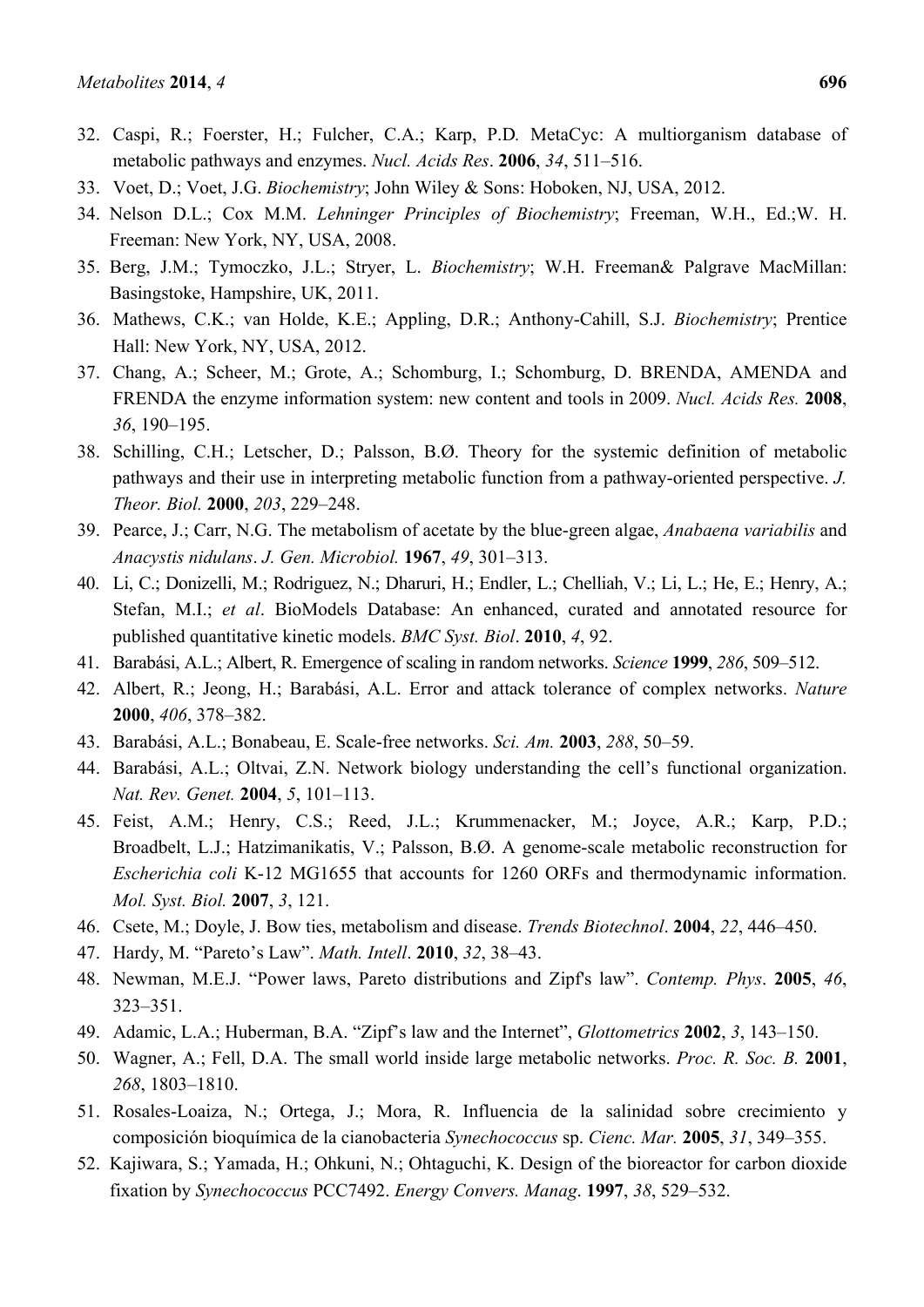32. Caspi, R.; Foerster, H.; Fulcher, C.A.; Karp, P.D. MetaCyc: A multiorganism database of metabolic pathways and enzymes. *Nucl. Acids Res*. **2006**, *34*, 511–516.
33. Voet, D.; Voet, J.G. *Biochemistry*; John Wiley & Sons: Hoboken, NJ, USA, 2012.
34. Nelson D.L.; Cox M.M. *Lehninger Principles of Biochemistry*; Freeman, W.H., Ed.;W. H. Freeman: New York, NY, USA, 2008.
35. Berg, J.M.; Tymoczko, J.L.; Stryer, L. *Biochemistry*; W.H. Freeman& Palgrave MacMillan: Basingstoke, Hampshire, UK, 2011.
36. Mathews, C.K.; van Holde, K.E.; Appling, D.R.; Anthony-Cahill, S.J. *Biochemistry*; Prentice Hall: New York, NY, USA, 2012.
37. Chang, A.; Scheer, M.; Grote, A.; Schomburg, I.; Schomburg, D. BRENDA, AMENDA and FRENDA the enzyme information system: new content and tools in 2009. *Nucl. Acids Res.* **2008**, *36*, 190–195.
38. Schilling, C.H.; Letscher, D.; Palsson, B.Ø. Theory for the systemic definition of metabolic pathways and their use in interpreting metabolic function from a pathway-oriented perspective. *J. Theor. Biol.* **2000**, *203*, 229–248.
39. Pearce, J.; Carr, N.G. The metabolism of acetate by the blue-green algae, *Anabaena variabilis* and *Anacystis nidulans*. *J. Gen. Microbiol.* **1967**, *49*, 301–313.
40. Li, C.; Donizelli, M.; Rodriguez, N.; Dharuri, H.; Endler, L.; Chelliah, V.; Li, L.; He, E.; Henry, A.; Stefan, M.I.; *et al*. BioModels Database: An enhanced, curated and annotated resource for published quantitative kinetic models. *BMC Syst. Biol*. **2010**, *4*, 92.
41. Barabási, A.L.; Albert, R. Emergence of scaling in random networks. *Science* **1999**, *286*, 509–512.
42. Albert, R.; Jeong, H.; Barabási, A.L. Error and attack tolerance of complex networks. *Nature* **2000**, *406*, 378–382.
43. Barabási, A.L.; Bonabeau, E. Scale-free networks. *Sci. Am.* **2003**, *288*, 50–59.
44. Barabási, A.L.; Oltvai, Z.N. Network biology understanding the cell's functional organization. *Nat. Rev. Genet.* **2004**, *5*, 101–113.
45. Feist, A.M.; Henry, C.S.; Reed, J.L.; Krummenacker, M.; Joyce, A.R.; Karp, P.D.; Broadbelt, L.J.; Hatzimanikatis, V.; Palsson, B.Ø. A genome-scale metabolic reconstruction for *Escherichia coli* K-12 MG1655 that accounts for 1260 ORFs and thermodynamic information. *Mol. Syst. Biol.* **2007**, *3*, 121.
46. Csete, M.; Doyle, J. Bow ties, metabolism and disease. *Trends Biotechnol*. **2004**, *22*, 446–450.
47. Hardy, M. "Pareto's Law". *Math. Intell*. **2010**, *32*, 38–43.
48. Newman, M.E.J. "Power laws, Pareto distributions and Zipf's law". *Contemp. Phys*. **2005**, *46*, 323–351.
49. Adamic, L.A.; Huberman, B.A. "Zipf's law and the Internet", *Glottometrics* **2002**, *3*, 143–150.
50. Wagner, A.; Fell, D.A. The small world inside large metabolic networks. *Proc. R. Soc. B.* **2001**, *268*, 1803–1810.
51. Rosales-Loaiza, N.; Ortega, J.; Mora, R. Influencia de la salinidad sobre crecimiento y composición bioquímica de la cianobacteria *Synechococcus* sp. *Cienc. Mar.* **2005**, *31*, 349–355.
52. Kajiwara, S.; Yamada, H.; Ohkuni, N.; Ohtaguchi, K. Design of the bioreactor for carbon dioxide fixation by *Synechococcus* PCC7492. *Energy Convers. Manag*. **1997**, *38*, 529–532.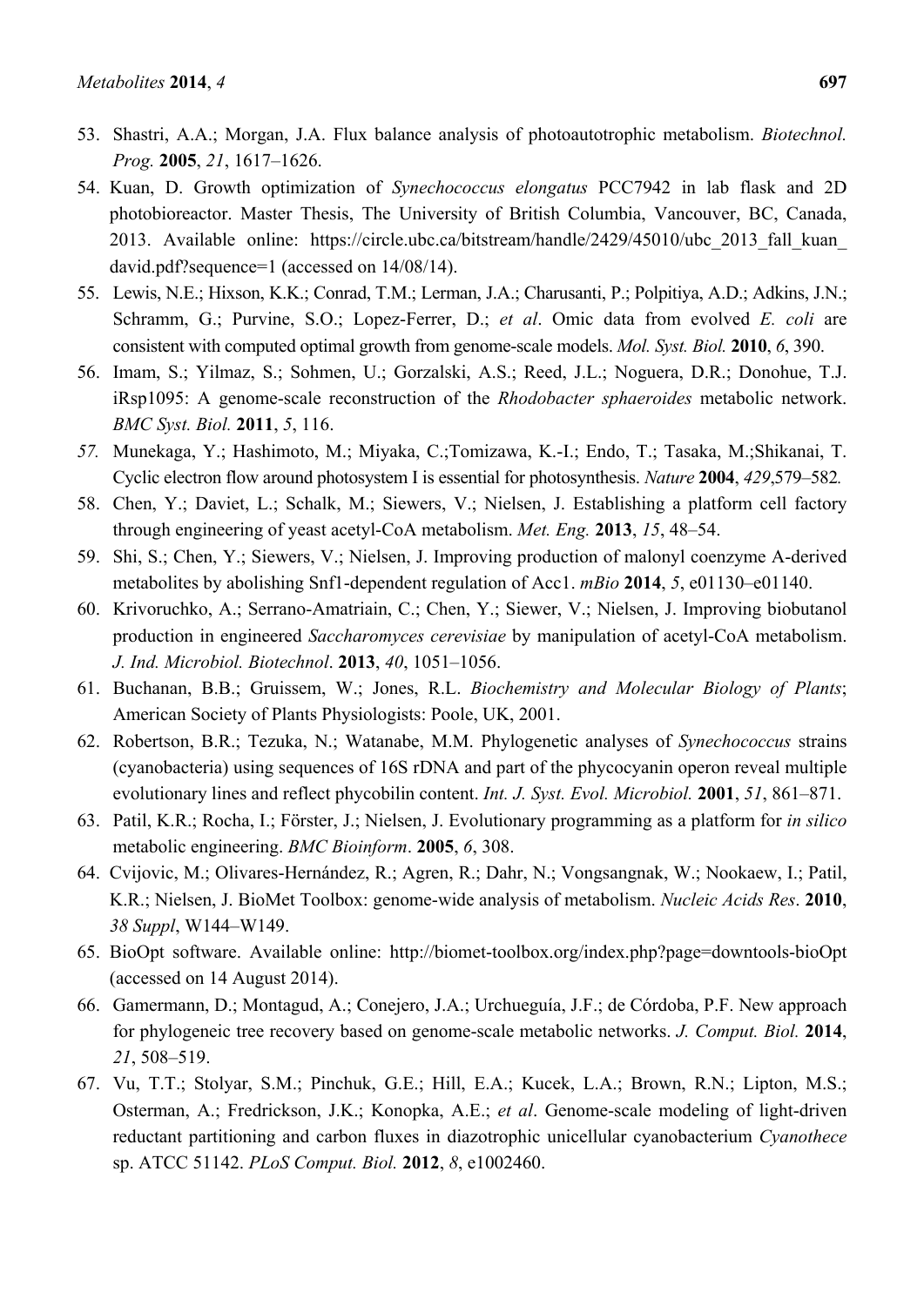53. Shastri, A.A.; Morgan, J.A. Flux balance analysis of photoautotrophic metabolism. *Biotechnol. Prog.* **2005**, *21*, 1617–1626.
54. Kuan, D. Growth optimization of *Synechococcus elongatus* PCC7942 in lab flask and 2D photobioreactor. Master Thesis, The University of British Columbia, Vancouver, BC, Canada, 2013. Available online: https://circle.ubc.ca/bitstream/handle/2429/45010/ubc_2013_fall_kuan_david.pdf?sequence=1 (accessed on 14/08/14).
55. Lewis, N.E.; Hixson, K.K.; Conrad, T.M.; Lerman, J.A.; Charusanti, P.; Polpitiya, A.D.; Adkins, J.N.; Schramm, G.; Purvine, S.O.; Lopez-Ferrer, D.; *et al*. Omic data from evolved *E. coli* are consistent with computed optimal growth from genome-scale models. *Mol. Syst. Biol.* **2010**, *6*, 390.
56. Imam, S.; Yilmaz, S.; Sohmen, U.; Gorzalski, A.S.; Reed, J.L.; Noguera, D.R.; Donohue, T.J. iRsp1095: A genome-scale reconstruction of the *Rhodobacter sphaeroides* metabolic network. *BMC Syst. Biol.* **2011**, *5*, 116.
57. Munekaga, Y.; Hashimoto, M.; Miyaka, C.;Tomizawa, K.-I.; Endo, T.; Tasaka, M.;Shikanai, T. Cyclic electron flow around photosystem I is essential for photosynthesis. *Nature* **2004**, *429*,579–582.
58. Chen, Y.; Daviet, L.; Schalk, M.; Siewers, V.; Nielsen, J. Establishing a platform cell factory through engineering of yeast acetyl-CoA metabolism. *Met. Eng.* **2013**, *15*, 48–54.
59. Shi, S.; Chen, Y.; Siewers, V.; Nielsen, J. Improving production of malonyl coenzyme A-derived metabolites by abolishing Snf1-dependent regulation of Acc1. *mBio* **2014**, *5*, e01130–e01140.
60. Krivoruchko, A.; Serrano-Amatriain, C.; Chen, Y.; Siewer, V.; Nielsen, J. Improving biobutanol production in engineered *Saccharomyces cerevisiae* by manipulation of acetyl-CoA metabolism. *J. Ind. Microbiol. Biotechnol*. **2013**, *40*, 1051–1056.
61. Buchanan, B.B.; Gruissem, W.; Jones, R.L. *Biochemistry and Molecular Biology of Plants*; American Society of Plants Physiologists: Poole, UK, 2001.
62. Robertson, B.R.; Tezuka, N.; Watanabe, M.M. Phylogenetic analyses of *Synechococcus* strains (cyanobacteria) using sequences of 16S rDNA and part of the phycocyanin operon reveal multiple evolutionary lines and reflect phycobilin content. *Int. J. Syst. Evol. Microbiol.* **2001**, *51*, 861–871.
63. Patil, K.R.; Rocha, I.; Förster, J.; Nielsen, J. Evolutionary programming as a platform for *in silico* metabolic engineering. *BMC Bioinform*. **2005**, *6*, 308.
64. Cvijovic, M.; Olivares-Hernández, R.; Agren, R.; Dahr, N.; Vongsangnak, W.; Nookaew, I.; Patil, K.R.; Nielsen, J. BioMet Toolbox: genome-wide analysis of metabolism. *Nucleic Acids Res*. **2010**, *38 Suppl*, W144–W149.
65. BioOpt software. Available online: http://biomet-toolbox.org/index.php?page=downtools-bioOpt (accessed on 14 August 2014).
66. Gamermann, D.; Montagud, A.; Conejero, J.A.; Urchueguía, J.F.; de Córdoba, P.F. New approach for phylogeneic tree recovery based on genome-scale metabolic networks. *J. Comput. Biol.* **2014**, *21*, 508–519.
67. Vu, T.T.; Stolyar, S.M.; Pinchuk, G.E.; Hill, E.A.; Kucek, L.A.; Brown, R.N.; Lipton, M.S.; Osterman, A.; Fredrickson, J.K.; Konopka, A.E.; *et al*. Genome-scale modeling of light-driven reductant partitioning and carbon fluxes in diazotrophic unicellular cyanobacterium *Cyanothece* sp. ATCC 51142. *PLoS Comput. Biol.* **2012**, *8*, e1002460.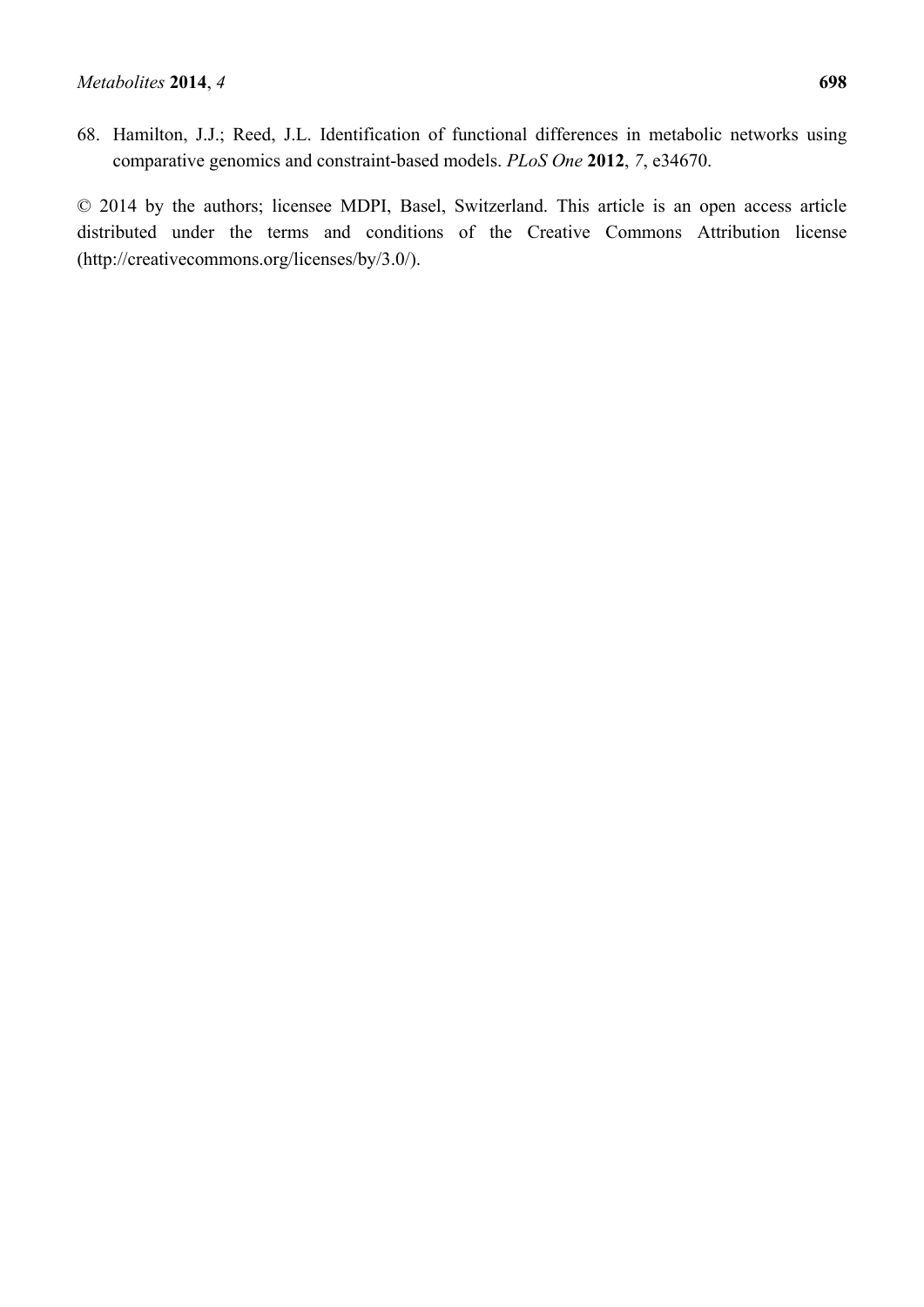68. Hamilton, J.J.; Reed, J.L. Identification of functional differences in metabolic networks using comparative genomics and constraint-based models. *PLoS One* **2012**, *7*, e34670.

© 2014 by the authors; licensee MDPI, Basel, Switzerland. This article is an open access article distributed under the terms and conditions of the Creative Commons Attribution license (http://creativecommons.org/licenses/by/3.0/).